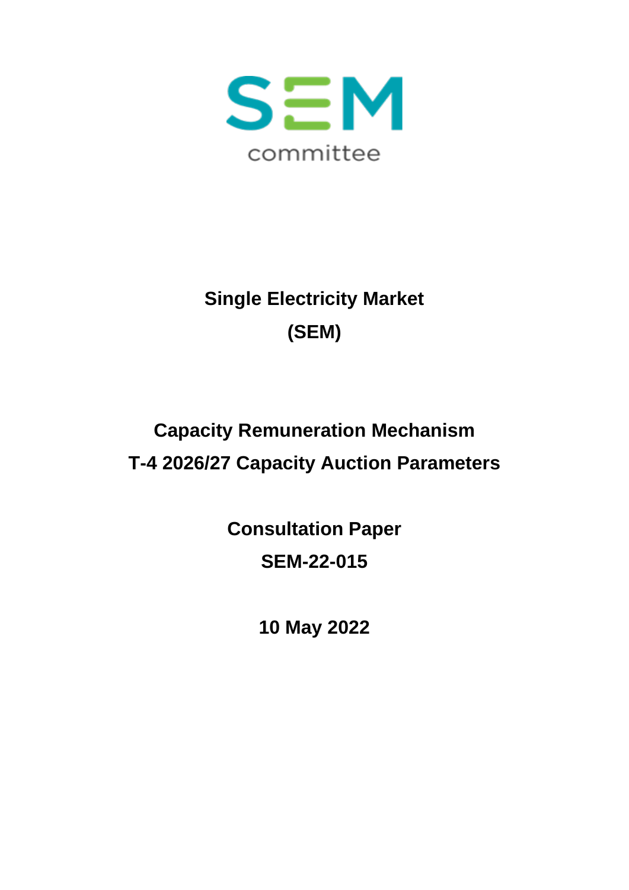SEM committee

# Single Electricity Market (SEM)

# Capacity Remuneration Mechanism
# T-4 2026/27 Capacity Auction Parameters

## Consultation Paper
## SEM-22-015

## 10 May 2022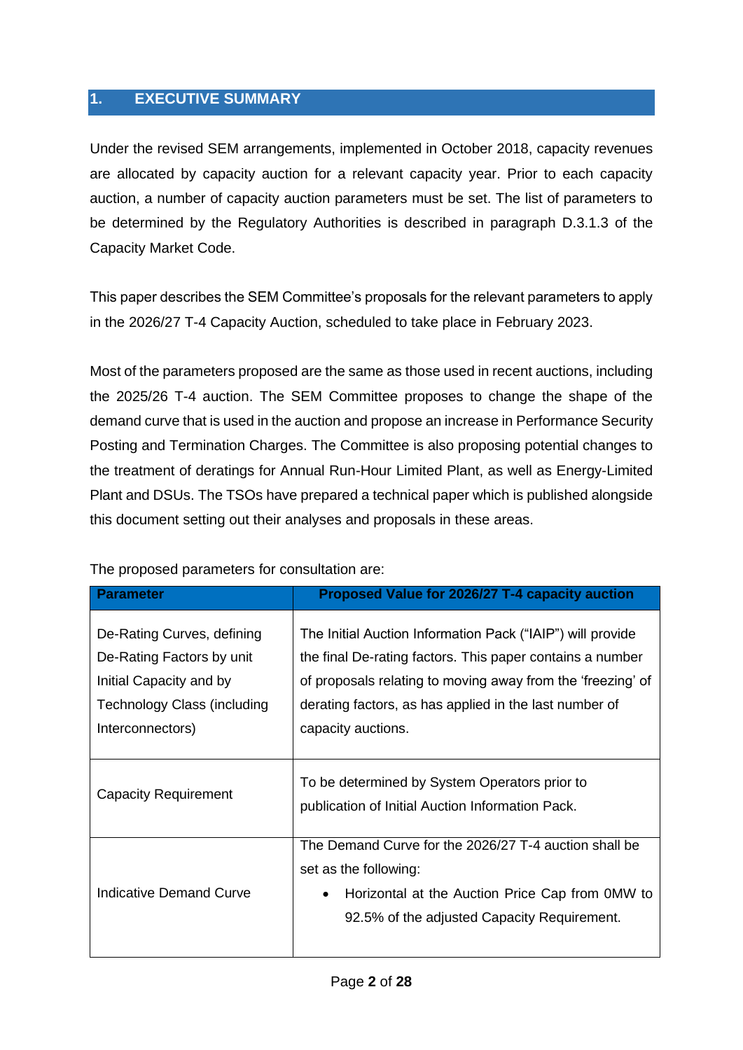# 1. EXECUTIVE SUMMARY

Under the revised SEM arrangements, implemented in October 2018, capacity revenues are allocated by capacity auction for a relevant capacity year. Prior to each capacity auction, a number of capacity auction parameters must be set. The list of parameters to be determined by the Regulatory Authorities is described in paragraph D.3.1.3 of the Capacity Market Code.

This paper describes the SEM Committee's proposals for the relevant parameters to apply in the 2026/27 T-4 Capacity Auction, scheduled to take place in February 2023.

Most of the parameters proposed are the same as those used in recent auctions, including the 2025/26 T-4 auction. The SEM Committee proposes to change the shape of the demand curve that is used in the auction and propose an increase in Performance Security Posting and Termination Charges. The Committee is also proposing potential changes to the treatment of deratings for Annual Run-Hour Limited Plant, as well as Energy-Limited Plant and DSUs. The TSOs have prepared a technical paper which is published alongside this document setting out their analyses and proposals in these areas.

The proposed parameters for consultation are:

| Parameter | Proposed Value for 2026/27 T-4 capacity auction |
|---|---|
| De-Rating Curves, defining De-Rating Factors by unit Initial Capacity and by Technology Class (including Interconnectors) | The Initial Auction Information Pack ("IAIP") will provide the final De-rating factors. This paper contains a number of proposals relating to moving away from the 'freezing' of derating factors, as has applied in the last number of capacity auctions. |
| Capacity Requirement | To be determined by System Operators prior to publication of Initial Auction Information Pack. |
| Indicative Demand Curve | The Demand Curve for the 2026/27 T-4 auction shall be set as the following:<br>• Horizontal at the Auction Price Cap from 0MW to 92.5% of the adjusted Capacity Requirement. |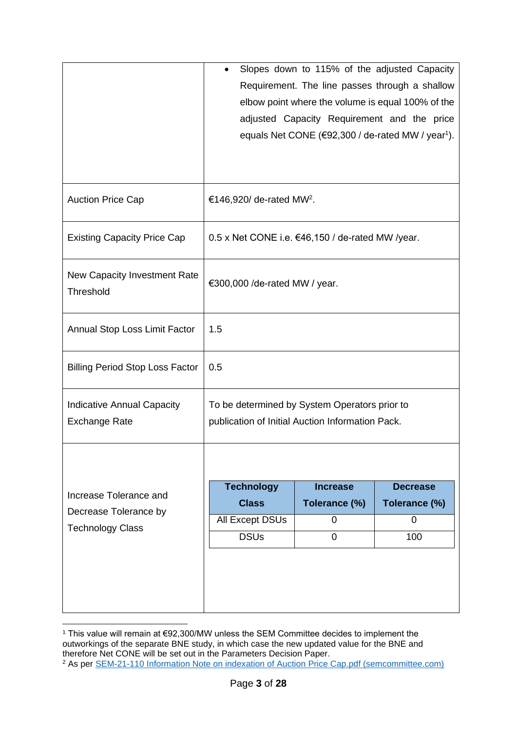| | |
|---|---|
| | • Slopes down to 115% of the adjusted Capacity Requirement. The line passes through a shallow elbow point where the volume is equal 100% of the adjusted Capacity Requirement and the price equals Net CONE (€92,300 / de-rated MW / year[1]). |
| Auction Price Cap | €146,920/ de-rated MW[2]. |
| Existing Capacity Price Cap | 0.5 x Net CONE i.e. €46,150 / de-rated MW /year. |
| New Capacity Investment Rate Threshold | €300,000 /de-rated MW / year. |
| Annual Stop Loss Limit Factor | 1.5 |
| Billing Period Stop Loss Factor | 0.5 |
| Indicative Annual Capacity Exchange Rate | To be determined by System Operators prior to publication of Initial Auction Information Pack. |
| Increase Tolerance and Decrease Tolerance by Technology Class | **Technology Class** / **Increase Tolerance (%)** / **Decrease Tolerance (%)**: All Except DSUs: 0 / 0; DSUs: 0 / 100 |

| Technology Class | Increase Tolerance (%) | Decrease Tolerance (%) |
|---|---|---|
| All Except DSUs | 0 | 0 |
| DSUs | 0 | 100 |

[1] This value will remain at €92,300/MW unless the SEM Committee decides to implement the outworkings of the separate BNE study, in which case the new updated value for the BNE and therefore Net CONE will be set out in the Parameters Decision Paper.

[2] As per [SEM-21-110 Information Note on indexation of Auction Price Cap.pdf (semcommittee.com)](https://www.semcommittee.com)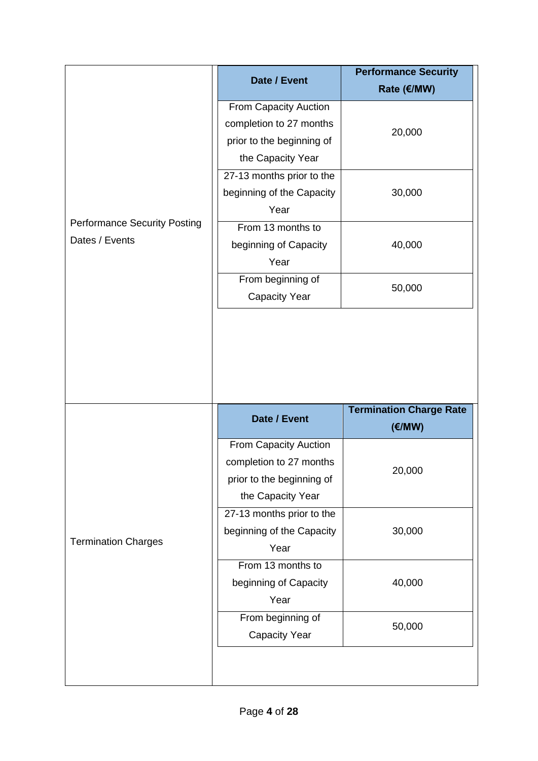| | | |
|---|---|---|
| Performance Security Posting Dates / Events | **Date / Event** | **Performance Security Rate (€/MW)** |
| | From Capacity Auction completion to 27 months prior to the beginning of the Capacity Year | 20,000 |
| | 27-13 months prior to the beginning of the Capacity Year | 30,000 |
| | From 13 months to beginning of Capacity Year | 40,000 |
| | From beginning of Capacity Year | 50,000 |
| Termination Charges | **Date / Event** | **Termination Charge Rate (€/MW)** |
| | From Capacity Auction completion to 27 months prior to the beginning of the Capacity Year | 20,000 |
| | 27-13 months prior to the beginning of the Capacity Year | 30,000 |
| | From 13 months to beginning of Capacity Year | 40,000 |
| | From beginning of Capacity Year | 50,000 |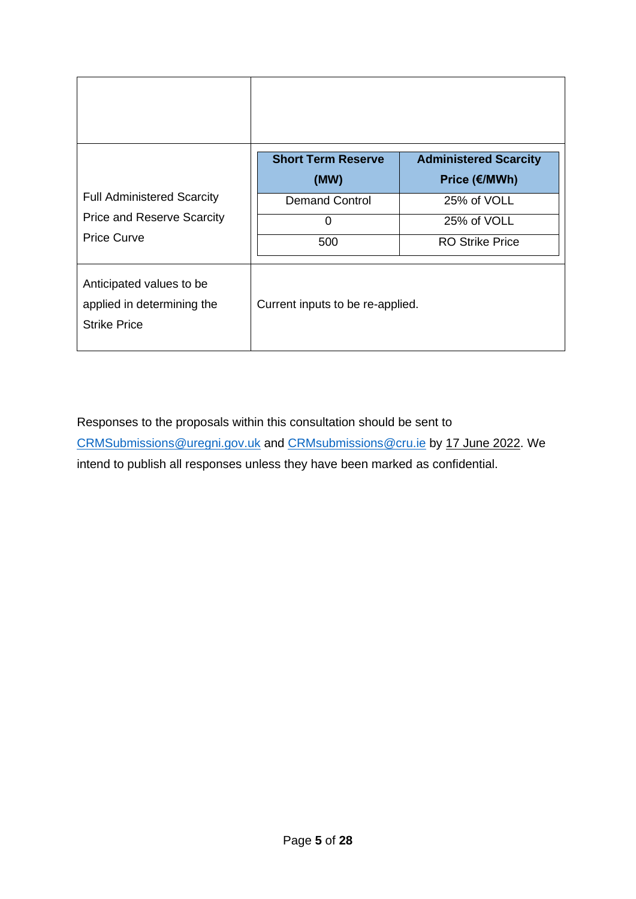| | |
|---|---|
| | |
| Full Administered Scarcity Price and Reserve Scarcity Price Curve | **Short Term Reserve (MW)** / **Administered Scarcity Price (€/MWh)**: Demand Control – 25% of VOLL; 0 – 25% of VOLL; 500 – RO Strike Price |
| Anticipated values to be applied in determining the Strike Price | Current inputs to be re-applied. |

| **Short Term Reserve (MW)** | **Administered Scarcity Price (€/MWh)** |
|---|---|
| Demand Control | 25% of VOLL |
| 0 | 25% of VOLL |
| 500 | RO Strike Price |

Responses to the proposals within this consultation should be sent to CRMSubmissions@uregni.gov.uk and CRMsubmissions@cru.ie by 17 June 2022. We intend to publish all responses unless they have been marked as confidential.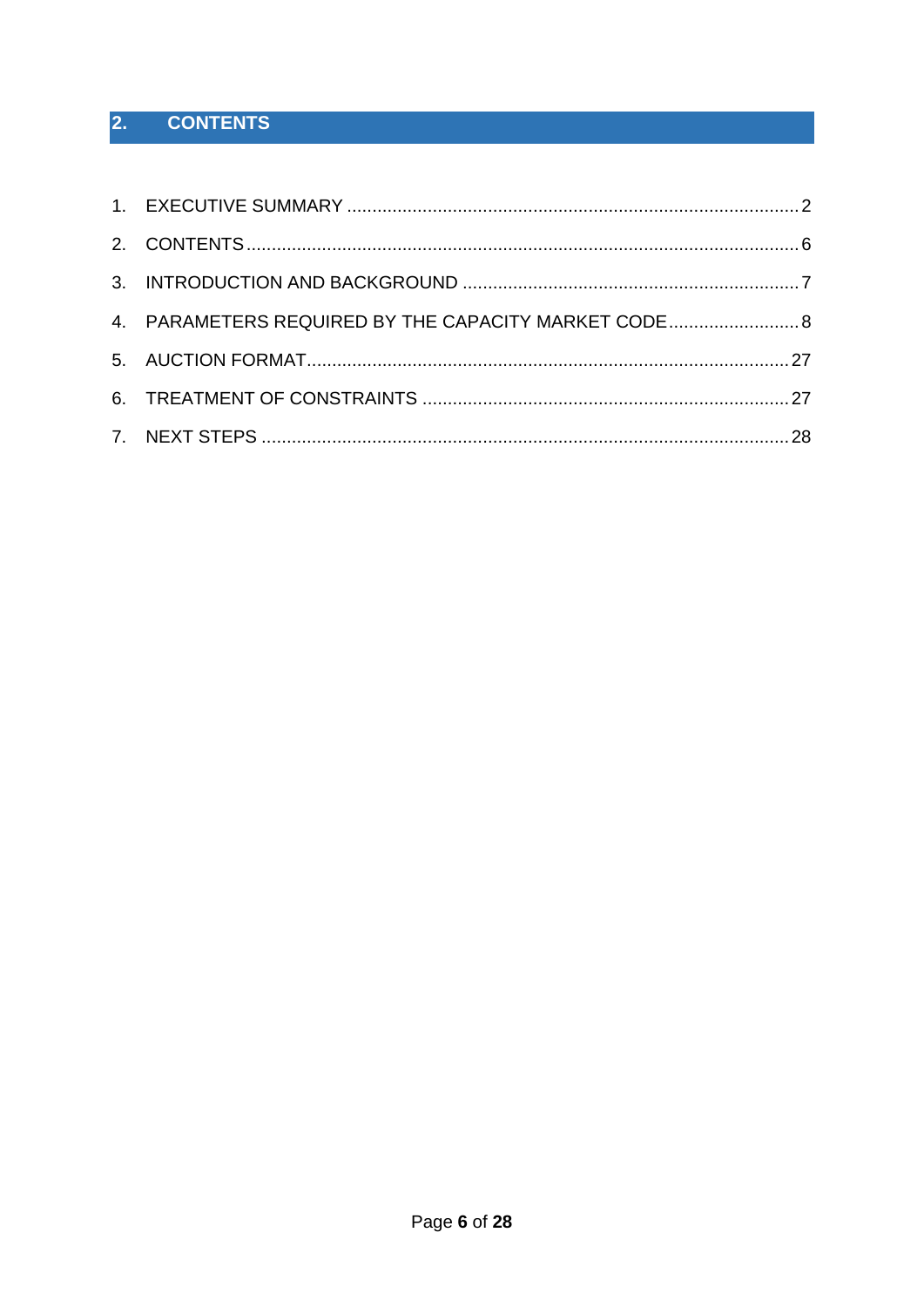## 2. CONTENTS

1. EXECUTIVE SUMMARY ........................................................................................ 2
2. CONTENTS ............................................................................................................ 6
3. INTRODUCTION AND BACKGROUND ................................................................. 7
4. PARAMETERS REQUIRED BY THE CAPACITY MARKET CODE ......................... 8
5. AUCTION FORMAT .............................................................................................. 27
6. TREATMENT OF CONSTRAINTS ........................................................................ 27
7. NEXT STEPS ........................................................................................................ 28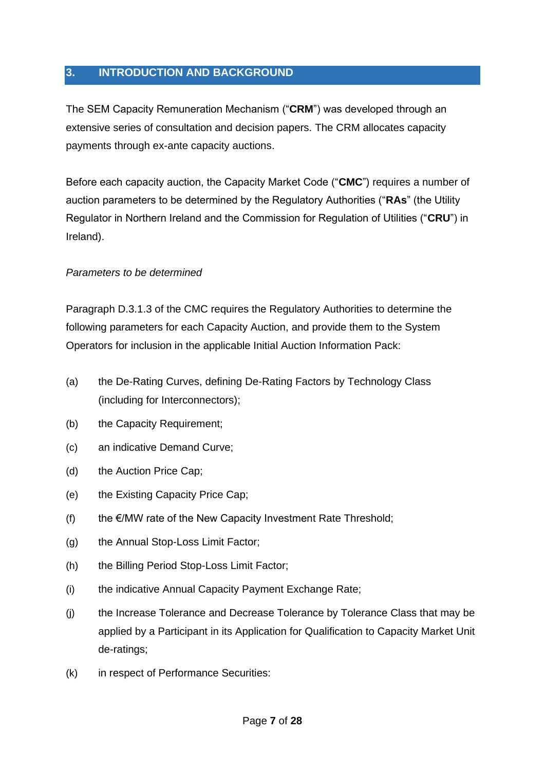## 3. INTRODUCTION AND BACKGROUND

The SEM Capacity Remuneration Mechanism ("**CRM**") was developed through an extensive series of consultation and decision papers. The CRM allocates capacity payments through ex-ante capacity auctions.

Before each capacity auction, the Capacity Market Code ("**CMC**") requires a number of auction parameters to be determined by the Regulatory Authorities ("**RAs**" (the Utility Regulator in Northern Ireland and the Commission for Regulation of Utilities ("**CRU**") in Ireland).

*Parameters to be determined*

Paragraph D.3.1.3 of the CMC requires the Regulatory Authorities to determine the following parameters for each Capacity Auction, and provide them to the System Operators for inclusion in the applicable Initial Auction Information Pack:

(a) the De-Rating Curves, defining De-Rating Factors by Technology Class (including for Interconnectors);

(b) the Capacity Requirement;

(c) an indicative Demand Curve;

(d) the Auction Price Cap;

(e) the Existing Capacity Price Cap;

(f) the €/MW rate of the New Capacity Investment Rate Threshold;

(g) the Annual Stop-Loss Limit Factor;

(h) the Billing Period Stop-Loss Limit Factor;

(i) the indicative Annual Capacity Payment Exchange Rate;

(j) the Increase Tolerance and Decrease Tolerance by Tolerance Class that may be applied by a Participant in its Application for Qualification to Capacity Market Unit de-ratings;

(k) in respect of Performance Securities: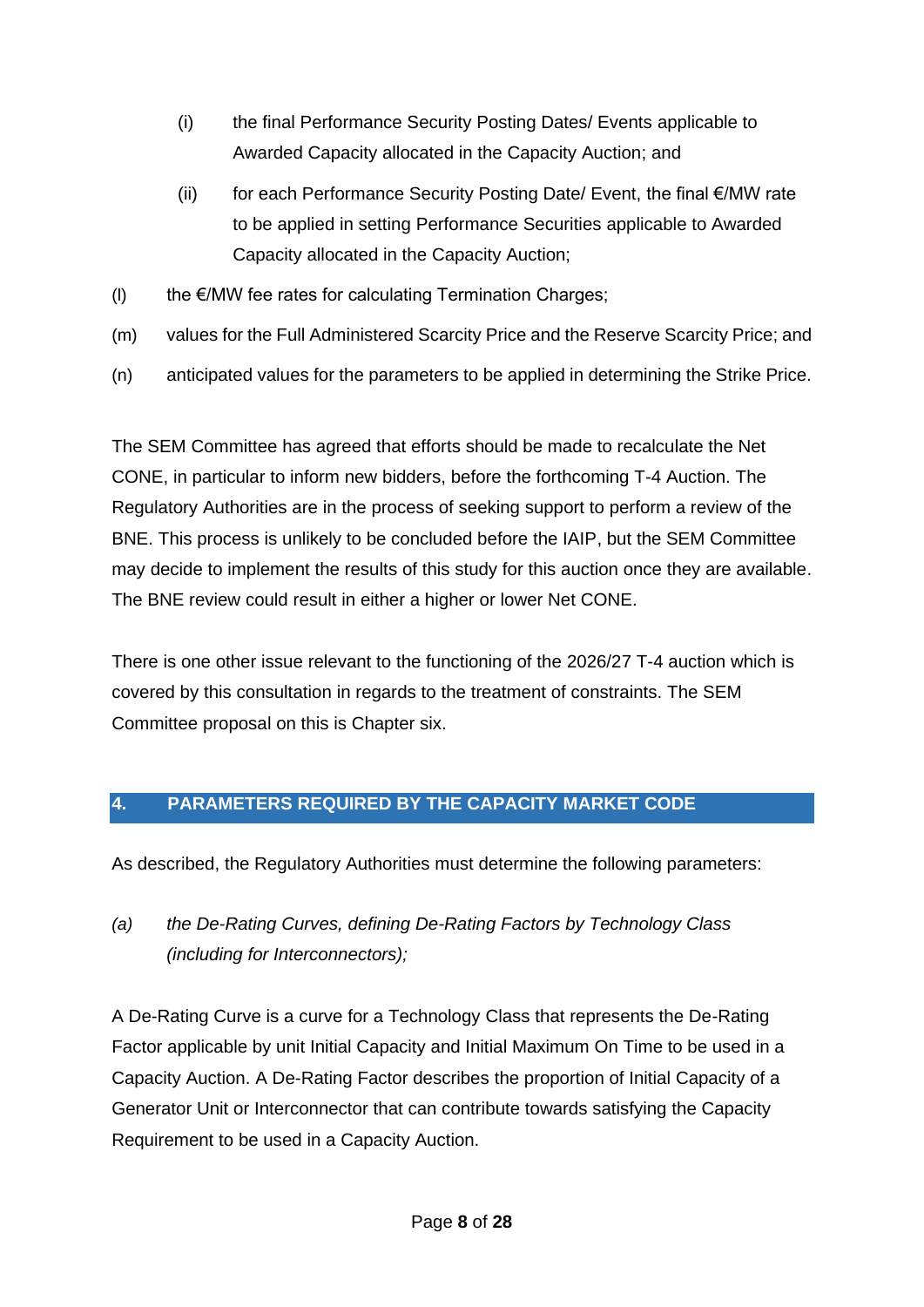(i) the final Performance Security Posting Dates/ Events applicable to Awarded Capacity allocated in the Capacity Auction; and

(ii) for each Performance Security Posting Date/ Event, the final €/MW rate to be applied in setting Performance Securities applicable to Awarded Capacity allocated in the Capacity Auction;

(l) the €/MW fee rates for calculating Termination Charges;

(m) values for the Full Administered Scarcity Price and the Reserve Scarcity Price; and

(n) anticipated values for the parameters to be applied in determining the Strike Price.

The SEM Committee has agreed that efforts should be made to recalculate the Net CONE, in particular to inform new bidders, before the forthcoming T-4 Auction. The Regulatory Authorities are in the process of seeking support to perform a review of the BNE. This process is unlikely to be concluded before the IAIP, but the SEM Committee may decide to implement the results of this study for this auction once they are available. The BNE review could result in either a higher or lower Net CONE.

There is one other issue relevant to the functioning of the 2026/27 T-4 auction which is covered by this consultation in regards to the treatment of constraints. The SEM Committee proposal on this is Chapter six.

# 4. PARAMETERS REQUIRED BY THE CAPACITY MARKET CODE

As described, the Regulatory Authorities must determine the following parameters:

*(a) the De-Rating Curves, defining De-Rating Factors by Technology Class (including for Interconnectors);*

A De-Rating Curve is a curve for a Technology Class that represents the De-Rating Factor applicable by unit Initial Capacity and Initial Maximum On Time to be used in a Capacity Auction. A De-Rating Factor describes the proportion of Initial Capacity of a Generator Unit or Interconnector that can contribute towards satisfying the Capacity Requirement to be used in a Capacity Auction.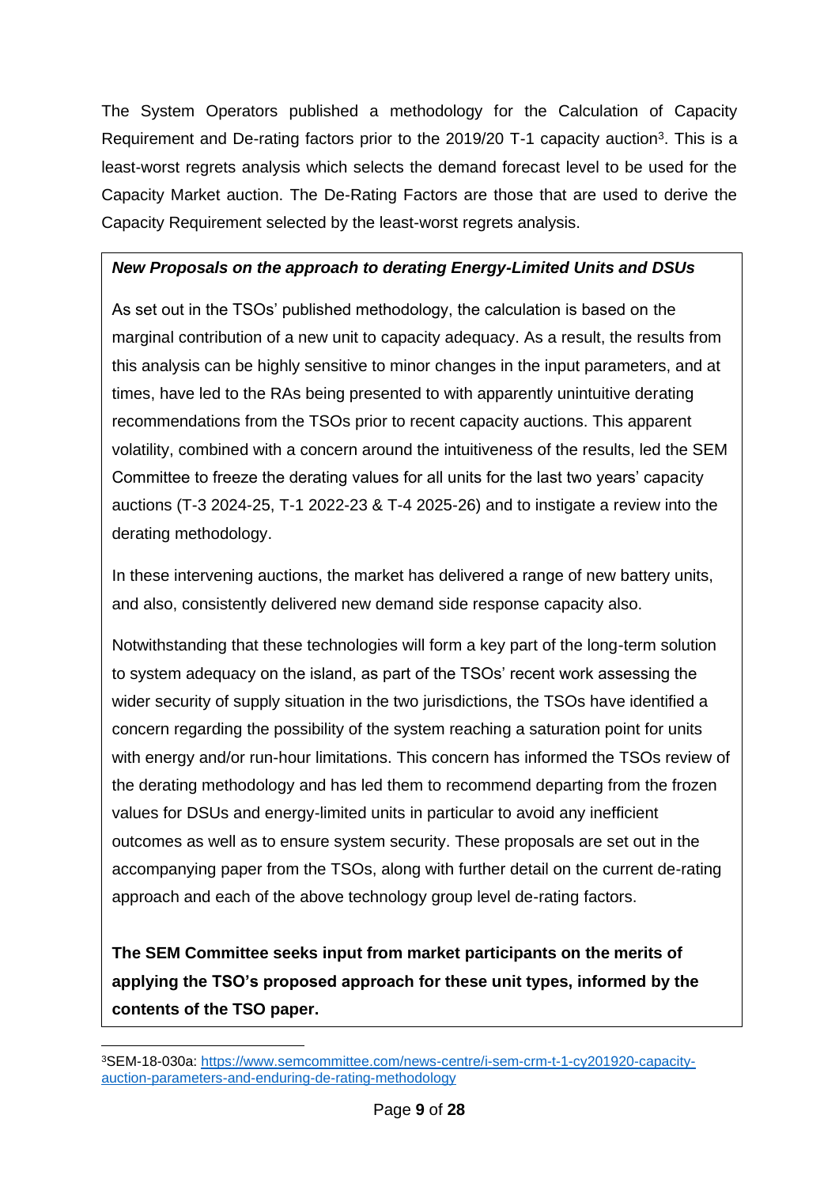The System Operators published a methodology for the Calculation of Capacity Requirement and De-rating factors prior to the 2019/20 T-1 capacity auction[3]. This is a least-worst regrets analysis which selects the demand forecast level to be used for the Capacity Market auction. The De-Rating Factors are those that are used to derive the Capacity Requirement selected by the least-worst regrets analysis.

***New Proposals on the approach to derating Energy-Limited Units and DSUs***

As set out in the TSOs' published methodology, the calculation is based on the marginal contribution of a new unit to capacity adequacy. As a result, the results from this analysis can be highly sensitive to minor changes in the input parameters, and at times, have led to the RAs being presented to with apparently unintuitive derating recommendations from the TSOs prior to recent capacity auctions. This apparent volatility, combined with a concern around the intuitiveness of the results, led the SEM Committee to freeze the derating values for all units for the last two years' capacity auctions (T-3 2024-25, T-1 2022-23 & T-4 2025-26) and to instigate a review into the derating methodology.

In these intervening auctions, the market has delivered a range of new battery units, and also, consistently delivered new demand side response capacity also.

Notwithstanding that these technologies will form a key part of the long-term solution to system adequacy on the island, as part of the TSOs' recent work assessing the wider security of supply situation in the two jurisdictions, the TSOs have identified a concern regarding the possibility of the system reaching a saturation point for units with energy and/or run-hour limitations. This concern has informed the TSOs review of the derating methodology and has led them to recommend departing from the frozen values for DSUs and energy-limited units in particular to avoid any inefficient outcomes as well as to ensure system security. These proposals are set out in the accompanying paper from the TSOs, along with further detail on the current de-rating approach and each of the above technology group level de-rating factors.

**The SEM Committee seeks input from market participants on the merits of applying the TSO's proposed approach for these unit types, informed by the contents of the TSO paper.**

---

[3] SEM-18-030a: https://www.semcommittee.com/news-centre/i-sem-crm-t-1-cy201920-capacity-auction-parameters-and-enduring-de-rating-methodology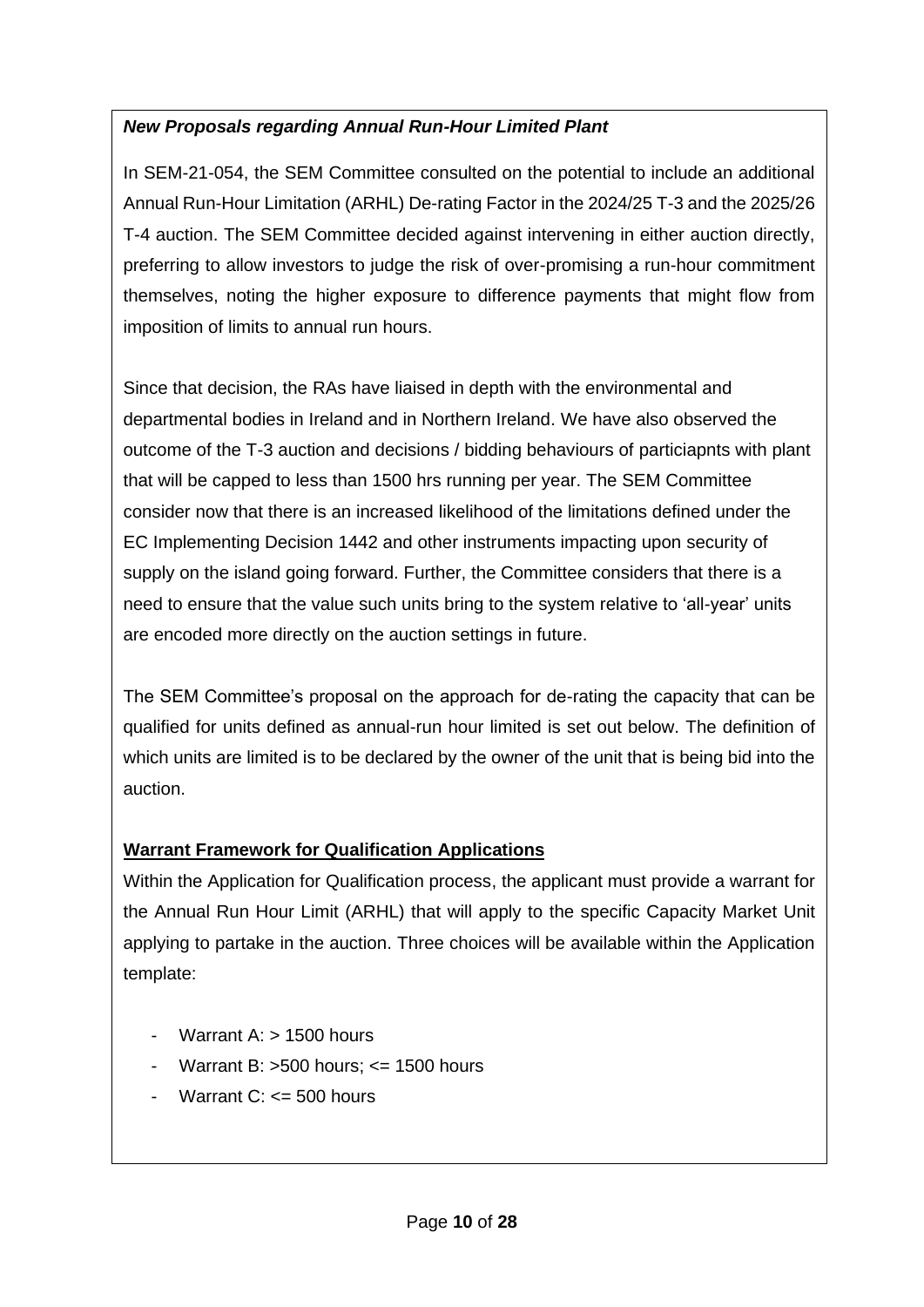***New Proposals regarding Annual Run-Hour Limited Plant***

In SEM-21-054, the SEM Committee consulted on the potential to include an additional Annual Run-Hour Limitation (ARHL) De-rating Factor in the 2024/25 T-3 and the 2025/26 T-4 auction. The SEM Committee decided against intervening in either auction directly, preferring to allow investors to judge the risk of over-promising a run-hour commitment themselves, noting the higher exposure to difference payments that might flow from imposition of limits to annual run hours.

Since that decision, the RAs have liaised in depth with the environmental and departmental bodies in Ireland and in Northern Ireland. We have also observed the outcome of the T-3 auction and decisions / bidding behaviours of particiapnts with plant that will be capped to less than 1500 hrs running per year. The SEM Committee consider now that there is an increased likelihood of the limitations defined under the EC Implementing Decision 1442 and other instruments impacting upon security of supply on the island going forward. Further, the Committee considers that there is a need to ensure that the value such units bring to the system relative to 'all-year' units are encoded more directly on the auction settings in future.

The SEM Committee's proposal on the approach for de-rating the capacity that can be qualified for units defined as annual-run hour limited is set out below. The definition of which units are limited is to be declared by the owner of the unit that is being bid into the auction.

**Warrant Framework for Qualification Applications**

Within the Application for Qualification process, the applicant must provide a warrant for the Annual Run Hour Limit (ARHL) that will apply to the specific Capacity Market Unit applying to partake in the auction. Three choices will be available within the Application template:

- Warrant A: > 1500 hours
- Warrant B: >500 hours; <= 1500 hours
- Warrant C: <= 500 hours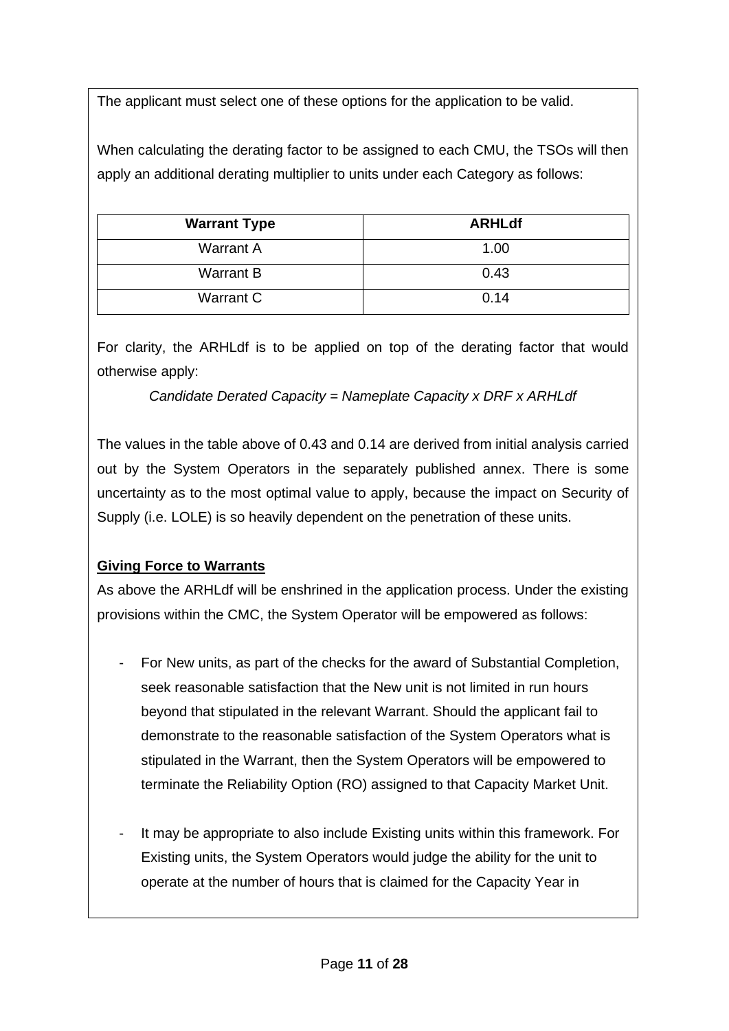The applicant must select one of these options for the application to be valid.

When calculating the derating factor to be assigned to each CMU, the TSOs will then apply an additional derating multiplier to units under each Category as follows:

| Warrant Type | ARHLdf |
| --- | --- |
| Warrant A | 1.00 |
| Warrant B | 0.43 |
| Warrant C | 0.14 |

For clarity, the ARHLdf is to be applied on top of the derating factor that would otherwise apply:

*Candidate Derated Capacity = Nameplate Capacity x DRF x ARHLdf*

The values in the table above of 0.43 and 0.14 are derived from initial analysis carried out by the System Operators in the separately published annex. There is some uncertainty as to the most optimal value to apply, because the impact on Security of Supply (i.e. LOLE) is so heavily dependent on the penetration of these units.

**Giving Force to Warrants**

As above the ARHLdf will be enshrined in the application process. Under the existing provisions within the CMC, the System Operator will be empowered as follows:

- For New units, as part of the checks for the award of Substantial Completion, seek reasonable satisfaction that the New unit is not limited in run hours beyond that stipulated in the relevant Warrant. Should the applicant fail to demonstrate to the reasonable satisfaction of the System Operators what is stipulated in the Warrant, then the System Operators will be empowered to terminate the Reliability Option (RO) assigned to that Capacity Market Unit.

- It may be appropriate to also include Existing units within this framework. For Existing units, the System Operators would judge the ability for the unit to operate at the number of hours that is claimed for the Capacity Year in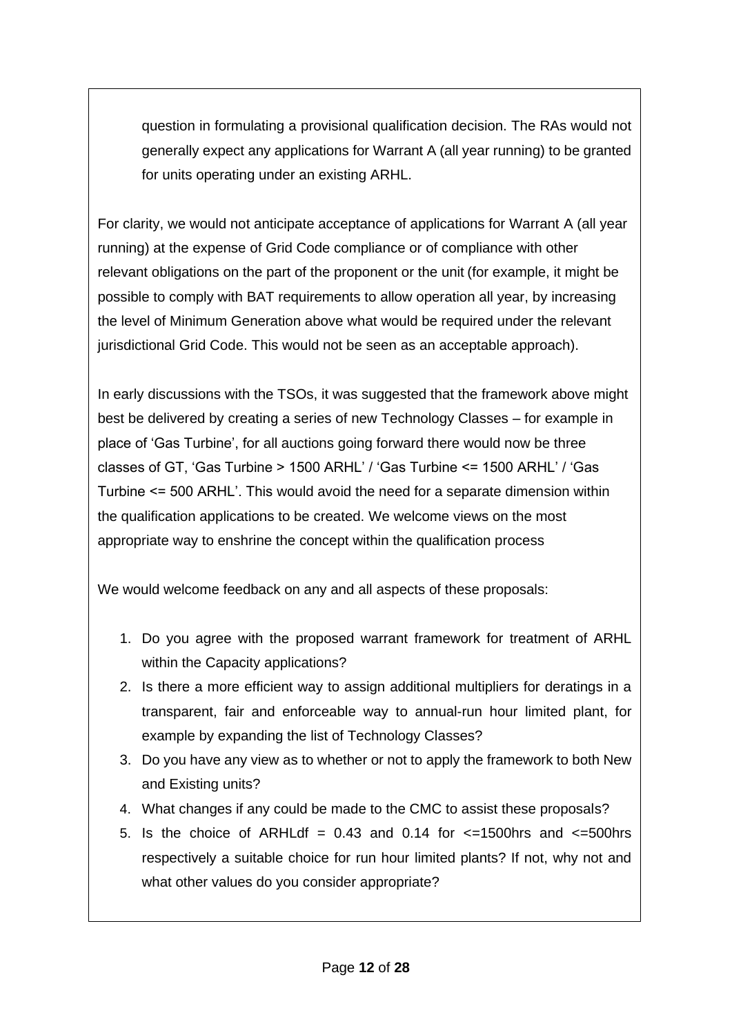question in formulating a provisional qualification decision. The RAs would not generally expect any applications for Warrant A (all year running) to be granted for units operating under an existing ARHL.

For clarity, we would not anticipate acceptance of applications for Warrant A (all year running) at the expense of Grid Code compliance or of compliance with other relevant obligations on the part of the proponent or the unit (for example, it might be possible to comply with BAT requirements to allow operation all year, by increasing the level of Minimum Generation above what would be required under the relevant jurisdictional Grid Code. This would not be seen as an acceptable approach).

In early discussions with the TSOs, it was suggested that the framework above might best be delivered by creating a series of new Technology Classes – for example in place of 'Gas Turbine', for all auctions going forward there would now be three classes of GT, 'Gas Turbine > 1500 ARHL' / 'Gas Turbine <= 1500 ARHL' / 'Gas Turbine <= 500 ARHL'. This would avoid the need for a separate dimension within the qualification applications to be created. We welcome views on the most appropriate way to enshrine the concept within the qualification process

We would welcome feedback on any and all aspects of these proposals:

1. Do you agree with the proposed warrant framework for treatment of ARHL within the Capacity applications?
2. Is there a more efficient way to assign additional multipliers for deratings in a transparent, fair and enforceable way to annual-run hour limited plant, for example by expanding the list of Technology Classes?
3. Do you have any view as to whether or not to apply the framework to both New and Existing units?
4. What changes if any could be made to the CMC to assist these proposals?
5. Is the choice of ARHLdf = 0.43 and 0.14 for <=1500hrs and <=500hrs respectively a suitable choice for run hour limited plants? If not, why not and what other values do you consider appropriate?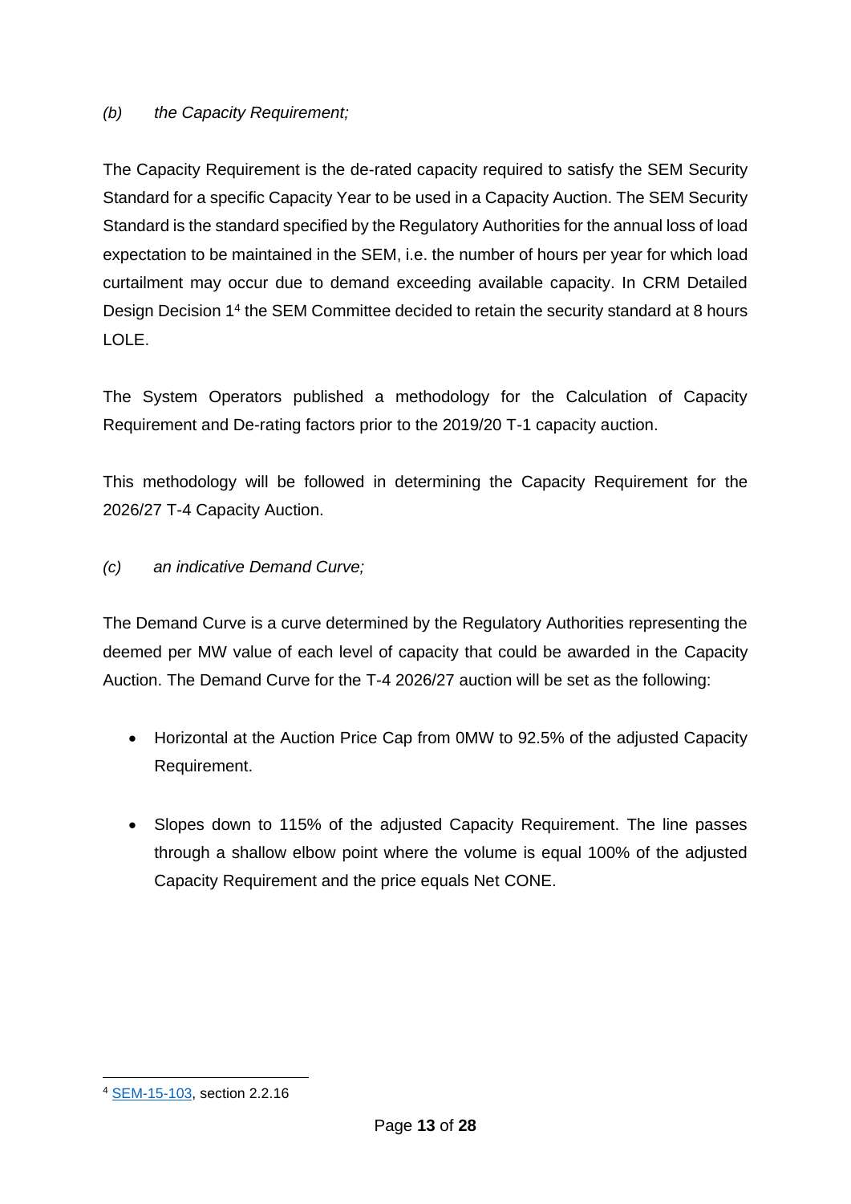*(b) the Capacity Requirement;*

The Capacity Requirement is the de-rated capacity required to satisfy the SEM Security Standard for a specific Capacity Year to be used in a Capacity Auction. The SEM Security Standard is the standard specified by the Regulatory Authorities for the annual loss of load expectation to be maintained in the SEM, i.e. the number of hours per year for which load curtailment may occur due to demand exceeding available capacity. In CRM Detailed Design Decision 1[4] the SEM Committee decided to retain the security standard at 8 hours LOLE.

The System Operators published a methodology for the Calculation of Capacity Requirement and De-rating factors prior to the 2019/20 T-1 capacity auction.

This methodology will be followed in determining the Capacity Requirement for the 2026/27 T-4 Capacity Auction.

*(c) an indicative Demand Curve;*

The Demand Curve is a curve determined by the Regulatory Authorities representing the deemed per MW value of each level of capacity that could be awarded in the Capacity Auction. The Demand Curve for the T-4 2026/27 auction will be set as the following:

- Horizontal at the Auction Price Cap from 0MW to 92.5% of the adjusted Capacity Requirement.
- Slopes down to 115% of the adjusted Capacity Requirement. The line passes through a shallow elbow point where the volume is equal 100% of the adjusted Capacity Requirement and the price equals Net CONE.

---

[4] SEM-15-103, section 2.2.16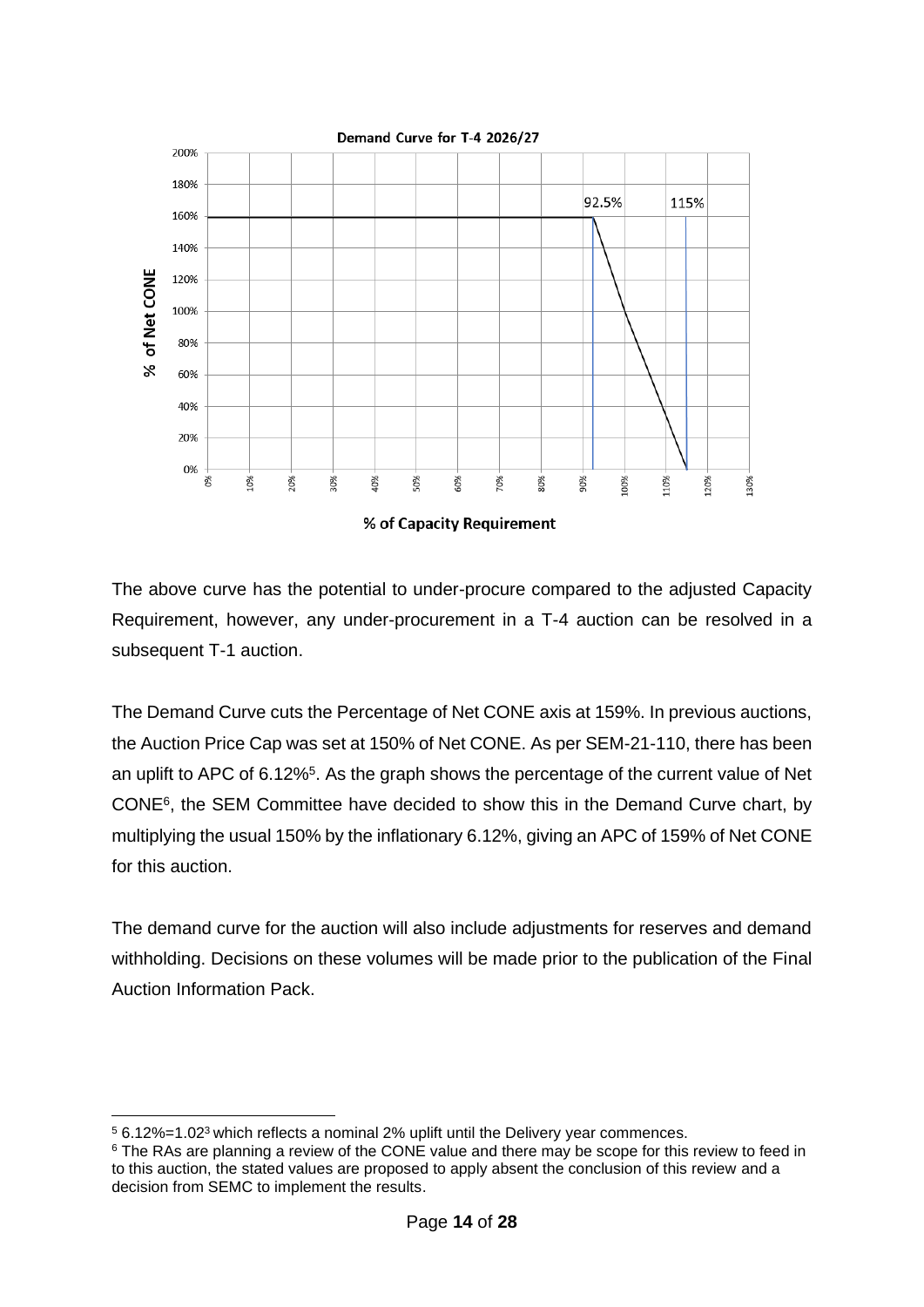Demand Curve for T-4 2026/27

The above curve has the potential to under-procure compared to the adjusted Capacity Requirement, however, any under-procurement in a T-4 auction can be resolved in a subsequent T-1 auction.

The Demand Curve cuts the Percentage of Net CONE axis at 159%. In previous auctions, the Auction Price Cap was set at 150% of Net CONE. As per SEM-21-110, there has been an uplift to APC of 6.12%[5]. As the graph shows the percentage of the current value of Net CONE[6], the SEM Committee have decided to show this in the Demand Curve chart, by multiplying the usual 150% by the inflationary 6.12%, giving an APC of 159% of Net CONE for this auction.

The demand curve for the auction will also include adjustments for reserves and demand withholding. Decisions on these volumes will be made prior to the publication of the Final Auction Information Pack.

---

[5] 6.12%=$1.02^3$ which reflects a nominal 2% uplift until the Delivery year commences.

[6] The RAs are planning a review of the CONE value and there may be scope for this review to feed in to this auction, the stated values are proposed to apply absent the conclusion of this review and a decision from SEMC to implement the results.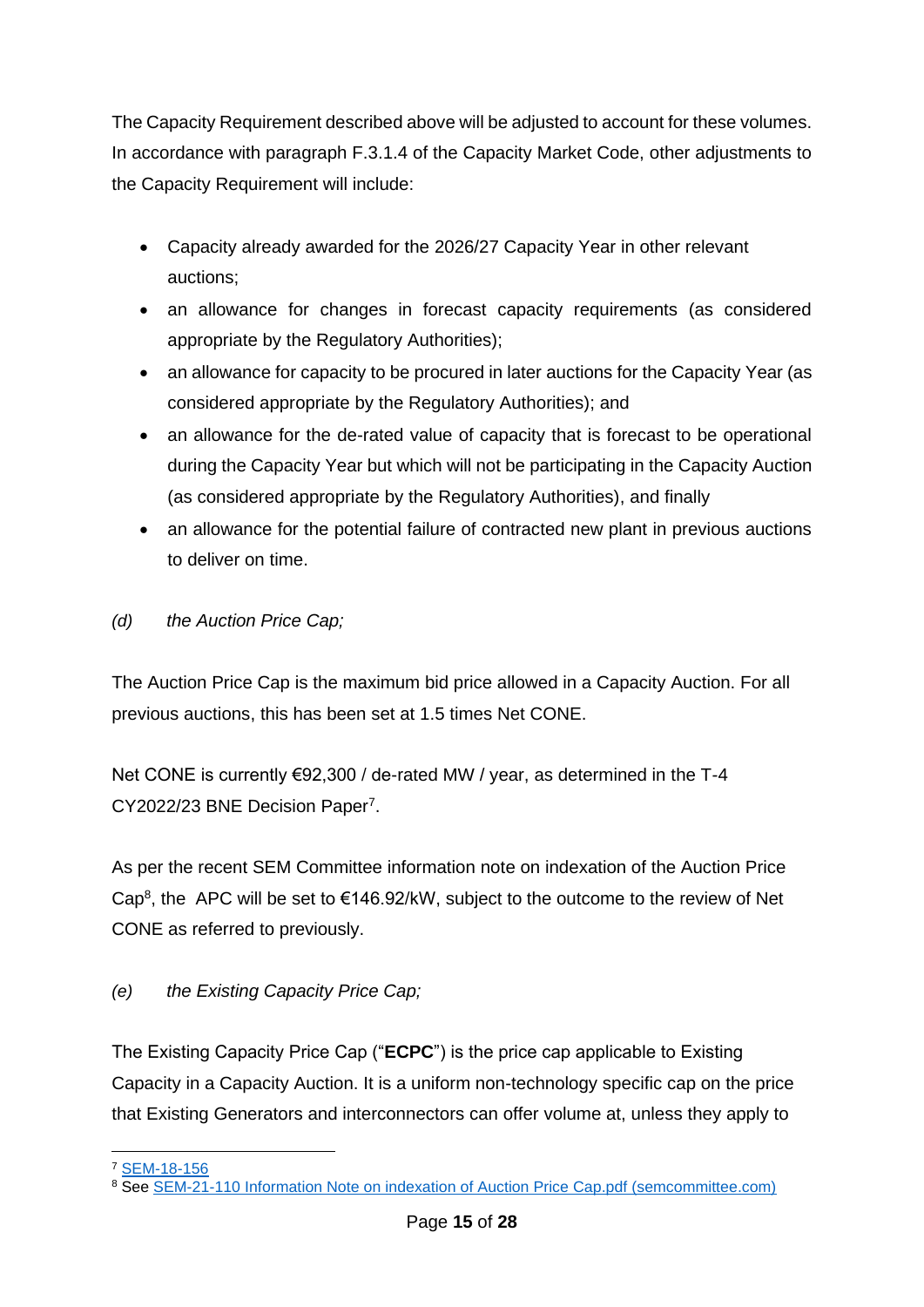The Capacity Requirement described above will be adjusted to account for these volumes. In accordance with paragraph F.3.1.4 of the Capacity Market Code, other adjustments to the Capacity Requirement will include:

- Capacity already awarded for the 2026/27 Capacity Year in other relevant auctions;
- an allowance for changes in forecast capacity requirements (as considered appropriate by the Regulatory Authorities);
- an allowance for capacity to be procured in later auctions for the Capacity Year (as considered appropriate by the Regulatory Authorities); and
- an allowance for the de-rated value of capacity that is forecast to be operational during the Capacity Year but which will not be participating in the Capacity Auction (as considered appropriate by the Regulatory Authorities), and finally
- an allowance for the potential failure of contracted new plant in previous auctions to deliver on time.

*(d) the Auction Price Cap;*

The Auction Price Cap is the maximum bid price allowed in a Capacity Auction. For all previous auctions, this has been set at 1.5 times Net CONE.

Net CONE is currently €92,300 / de-rated MW / year, as determined in the T-4 CY2022/23 BNE Decision Paper[7].

As per the recent SEM Committee information note on indexation of the Auction Price Cap[8], the APC will be set to €146.92/kW, subject to the outcome to the review of Net CONE as referred to previously.

*(e) the Existing Capacity Price Cap;*

The Existing Capacity Price Cap ("**ECPC**") is the price cap applicable to Existing Capacity in a Capacity Auction. It is a uniform non-technology specific cap on the price that Existing Generators and interconnectors can offer volume at, unless they apply to

---

[7] SEM-18-156

[8] See SEM-21-110 Information Note on indexation of Auction Price Cap.pdf (semcommittee.com)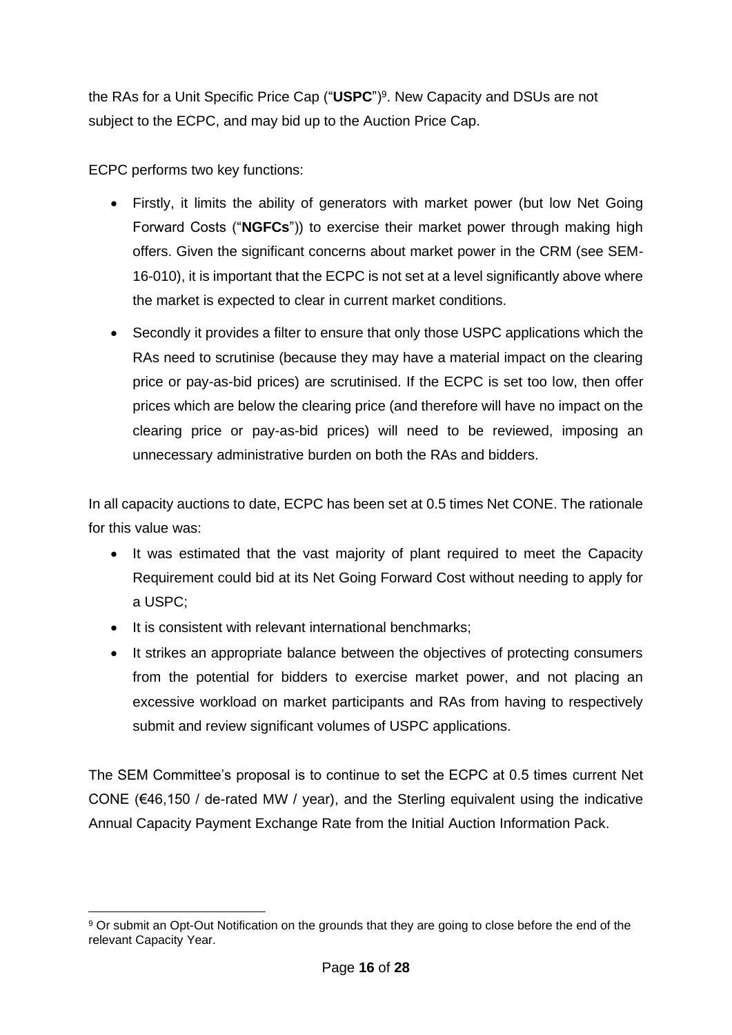the RAs for a Unit Specific Price Cap ("**USPC**")[9]. New Capacity and DSUs are not subject to the ECPC, and may bid up to the Auction Price Cap.

ECPC performs two key functions:

- Firstly, it limits the ability of generators with market power (but low Net Going Forward Costs ("**NGFCs**")) to exercise their market power through making high offers. Given the significant concerns about market power in the CRM (see SEM-16-010), it is important that the ECPC is not set at a level significantly above where the market is expected to clear in current market conditions.
- Secondly it provides a filter to ensure that only those USPC applications which the RAs need to scrutinise (because they may have a material impact on the clearing price or pay-as-bid prices) are scrutinised. If the ECPC is set too low, then offer prices which are below the clearing price (and therefore will have no impact on the clearing price or pay-as-bid prices) will need to be reviewed, imposing an unnecessary administrative burden on both the RAs and bidders.

In all capacity auctions to date, ECPC has been set at 0.5 times Net CONE. The rationale for this value was:

- It was estimated that the vast majority of plant required to meet the Capacity Requirement could bid at its Net Going Forward Cost without needing to apply for a USPC;
- It is consistent with relevant international benchmarks;
- It strikes an appropriate balance between the objectives of protecting consumers from the potential for bidders to exercise market power, and not placing an excessive workload on market participants and RAs from having to respectively submit and review significant volumes of USPC applications.

The SEM Committee's proposal is to continue to set the ECPC at 0.5 times current Net CONE (€46,150 / de-rated MW / year), and the Sterling equivalent using the indicative Annual Capacity Payment Exchange Rate from the Initial Auction Information Pack.

[9] Or submit an Opt-Out Notification on the grounds that they are going to close before the end of the relevant Capacity Year.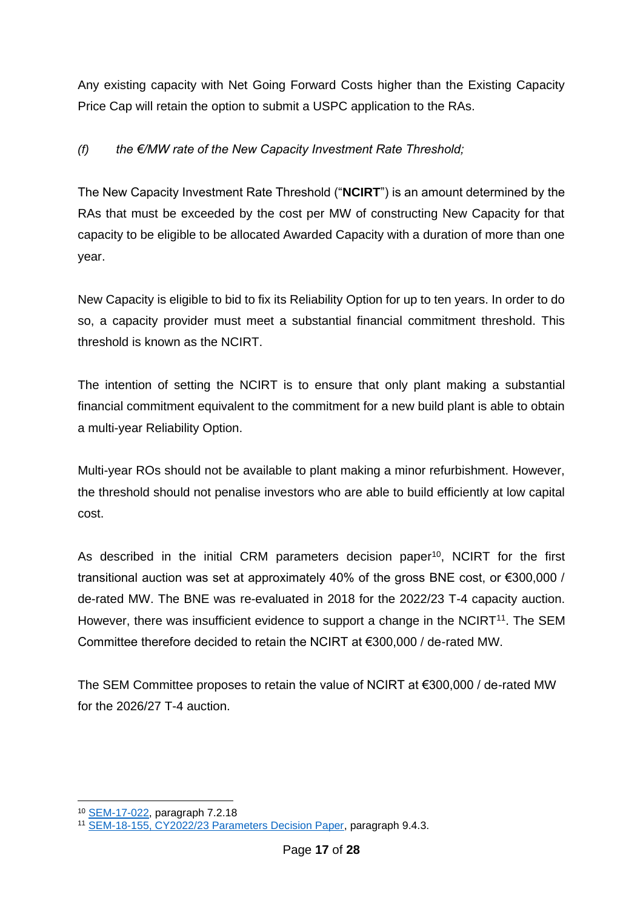Any existing capacity with Net Going Forward Costs higher than the Existing Capacity Price Cap will retain the option to submit a USPC application to the RAs.

*(f) the €/MW rate of the New Capacity Investment Rate Threshold;*

The New Capacity Investment Rate Threshold ("**NCIRT**") is an amount determined by the RAs that must be exceeded by the cost per MW of constructing New Capacity for that capacity to be eligible to be allocated Awarded Capacity with a duration of more than one year.

New Capacity is eligible to bid to fix its Reliability Option for up to ten years. In order to do so, a capacity provider must meet a substantial financial commitment threshold. This threshold is known as the NCIRT.

The intention of setting the NCIRT is to ensure that only plant making a substantial financial commitment equivalent to the commitment for a new build plant is able to obtain a multi-year Reliability Option.

Multi-year ROs should not be available to plant making a minor refurbishment. However, the threshold should not penalise investors who are able to build efficiently at low capital cost.

As described in the initial CRM parameters decision paper[10], NCIRT for the first transitional auction was set at approximately 40% of the gross BNE cost, or €300,000 / de-rated MW. The BNE was re-evaluated in 2018 for the 2022/23 T-4 capacity auction. However, there was insufficient evidence to support a change in the NCIRT[11]. The SEM Committee therefore decided to retain the NCIRT at €300,000 / de-rated MW.

The SEM Committee proposes to retain the value of NCIRT at €300,000 / de-rated MW for the 2026/27 T-4 auction.

[10] SEM-17-022, paragraph 7.2.18

[11] SEM-18-155, CY2022/23 Parameters Decision Paper, paragraph 9.4.3.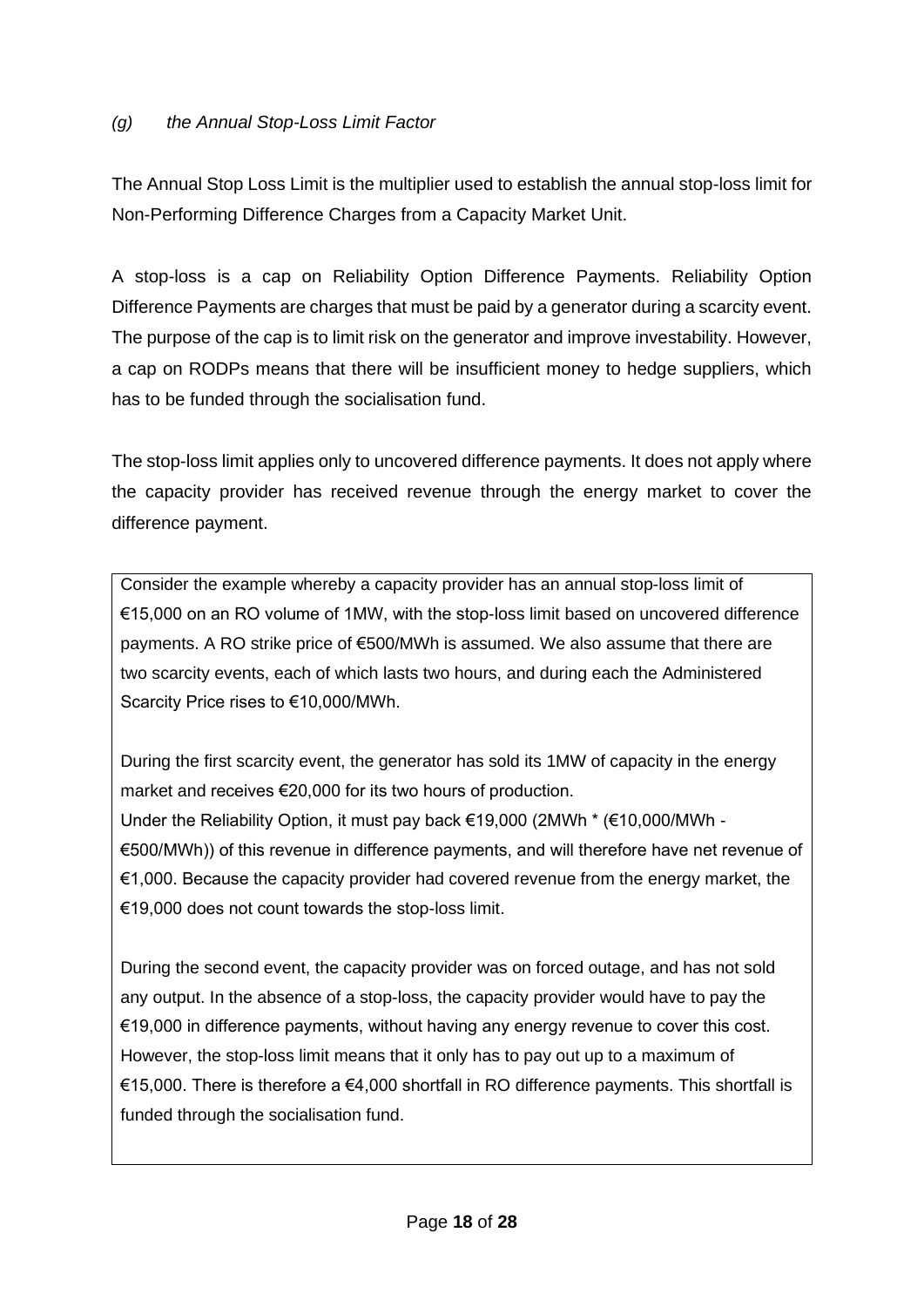*(g) the Annual Stop-Loss Limit Factor*

The Annual Stop Loss Limit is the multiplier used to establish the annual stop-loss limit for Non-Performing Difference Charges from a Capacity Market Unit.

A stop-loss is a cap on Reliability Option Difference Payments. Reliability Option Difference Payments are charges that must be paid by a generator during a scarcity event. The purpose of the cap is to limit risk on the generator and improve investability. However, a cap on RODPs means that there will be insufficient money to hedge suppliers, which has to be funded through the socialisation fund.

The stop-loss limit applies only to uncovered difference payments. It does not apply where the capacity provider has received revenue through the energy market to cover the difference payment.

> Consider the example whereby a capacity provider has an annual stop-loss limit of €15,000 on an RO volume of 1MW, with the stop-loss limit based on uncovered difference payments. A RO strike price of €500/MWh is assumed. We also assume that there are two scarcity events, each of which lasts two hours, and during each the Administered Scarcity Price rises to €10,000/MWh.
>
> During the first scarcity event, the generator has sold its 1MW of capacity in the energy market and receives €20,000 for its two hours of production.
> Under the Reliability Option, it must pay back €19,000 (2MWh * (€10,000/MWh - €500/MWh)) of this revenue in difference payments, and will therefore have net revenue of €1,000. Because the capacity provider had covered revenue from the energy market, the €19,000 does not count towards the stop-loss limit.
>
> During the second event, the capacity provider was on forced outage, and has not sold any output. In the absence of a stop-loss, the capacity provider would have to pay the €19,000 in difference payments, without having any energy revenue to cover this cost. However, the stop-loss limit means that it only has to pay out up to a maximum of €15,000. There is therefore a €4,000 shortfall in RO difference payments. This shortfall is funded through the socialisation fund.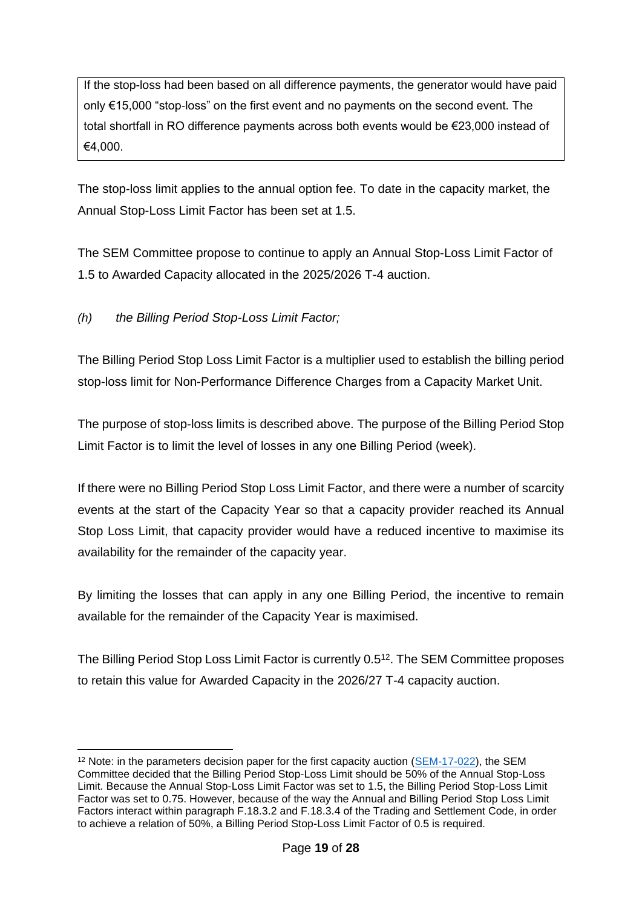> If the stop-loss had been based on all difference payments, the generator would have paid only €15,000 "stop-loss" on the first event and no payments on the second event. The total shortfall in RO difference payments across both events would be €23,000 instead of €4,000.

The stop-loss limit applies to the annual option fee. To date in the capacity market, the Annual Stop-Loss Limit Factor has been set at 1.5.

The SEM Committee propose to continue to apply an Annual Stop-Loss Limit Factor of 1.5 to Awarded Capacity allocated in the 2025/2026 T-4 auction.

*(h) the Billing Period Stop-Loss Limit Factor;*

The Billing Period Stop Loss Limit Factor is a multiplier used to establish the billing period stop-loss limit for Non-Performance Difference Charges from a Capacity Market Unit.

The purpose of stop-loss limits is described above. The purpose of the Billing Period Stop Limit Factor is to limit the level of losses in any one Billing Period (week).

If there were no Billing Period Stop Loss Limit Factor, and there were a number of scarcity events at the start of the Capacity Year so that a capacity provider reached its Annual Stop Loss Limit, that capacity provider would have a reduced incentive to maximise its availability for the remainder of the capacity year.

By limiting the losses that can apply in any one Billing Period, the incentive to remain available for the remainder of the Capacity Year is maximised.

The Billing Period Stop Loss Limit Factor is currently 0.5[12]. The SEM Committee proposes to retain this value for Awarded Capacity in the 2026/27 T-4 capacity auction.

---

[12] Note: in the parameters decision paper for the first capacity auction (SEM-17-022), the SEM Committee decided that the Billing Period Stop-Loss Limit should be 50% of the Annual Stop-Loss Limit. Because the Annual Stop-Loss Limit Factor was set to 1.5, the Billing Period Stop-Loss Limit Factor was set to 0.75. However, because of the way the Annual and Billing Period Stop Loss Limit Factors interact within paragraph F.18.3.2 and F.18.3.4 of the Trading and Settlement Code, in order to achieve a relation of 50%, a Billing Period Stop-Loss Limit Factor of 0.5 is required.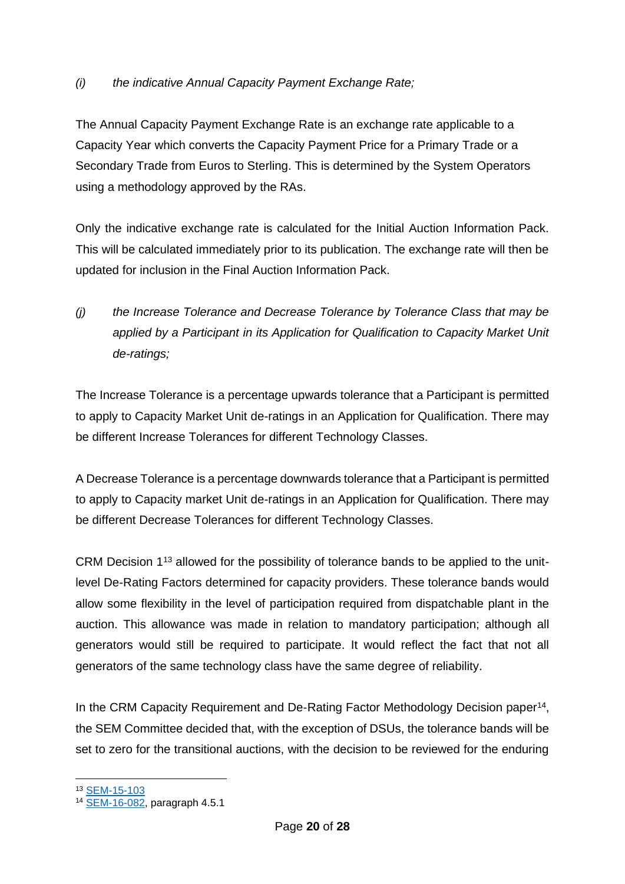*(i) the indicative Annual Capacity Payment Exchange Rate;*

The Annual Capacity Payment Exchange Rate is an exchange rate applicable to a Capacity Year which converts the Capacity Payment Price for a Primary Trade or a Secondary Trade from Euros to Sterling. This is determined by the System Operators using a methodology approved by the RAs.

Only the indicative exchange rate is calculated for the Initial Auction Information Pack. This will be calculated immediately prior to its publication. The exchange rate will then be updated for inclusion in the Final Auction Information Pack.

*(j) the Increase Tolerance and Decrease Tolerance by Tolerance Class that may be applied by a Participant in its Application for Qualification to Capacity Market Unit de-ratings;*

The Increase Tolerance is a percentage upwards tolerance that a Participant is permitted to apply to Capacity Market Unit de-ratings in an Application for Qualification. There may be different Increase Tolerances for different Technology Classes.

A Decrease Tolerance is a percentage downwards tolerance that a Participant is permitted to apply to Capacity market Unit de-ratings in an Application for Qualification. There may be different Decrease Tolerances for different Technology Classes.

CRM Decision 1[13] allowed for the possibility of tolerance bands to be applied to the unit-level De-Rating Factors determined for capacity providers. These tolerance bands would allow some flexibility in the level of participation required from dispatchable plant in the auction. This allowance was made in relation to mandatory participation; although all generators would still be required to participate. It would reflect the fact that not all generators of the same technology class have the same degree of reliability.

In the CRM Capacity Requirement and De-Rating Factor Methodology Decision paper[14], the SEM Committee decided that, with the exception of DSUs, the tolerance bands will be set to zero for the transitional auctions, with the decision to be reviewed for the enduring

[13] SEM-15-103

[14] SEM-16-082, paragraph 4.5.1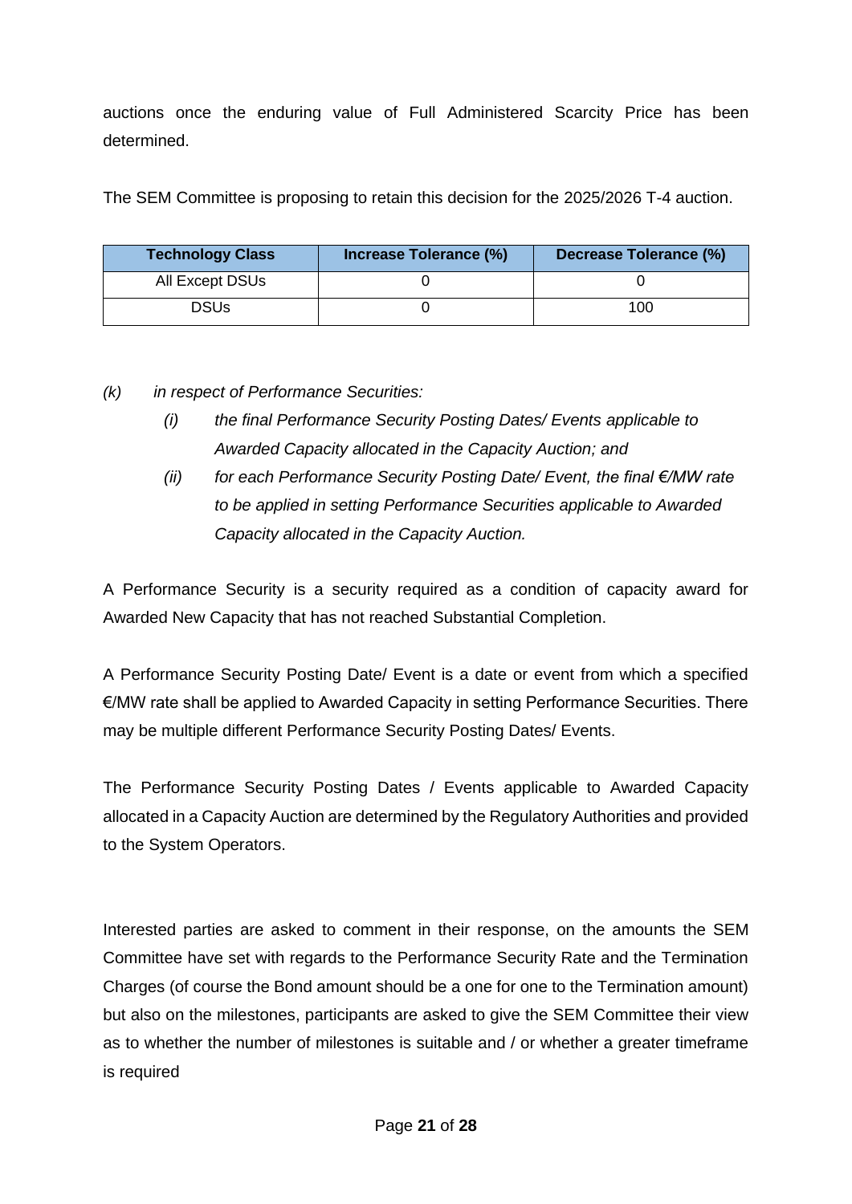auctions once the enduring value of Full Administered Scarcity Price has been determined.

The SEM Committee is proposing to retain this decision for the 2025/2026 T-4 auction.

| Technology Class | Increase Tolerance (%) | Decrease Tolerance (%) |
|---|---|---|
| All Except DSUs | 0 | 0 |
| DSUs | 0 | 100 |

*(k) in respect of Performance Securities:*

- *(i) the final Performance Security Posting Dates/ Events applicable to Awarded Capacity allocated in the Capacity Auction; and*
- *(ii) for each Performance Security Posting Date/ Event, the final €/MW rate to be applied in setting Performance Securities applicable to Awarded Capacity allocated in the Capacity Auction.*

A Performance Security is a security required as a condition of capacity award for Awarded New Capacity that has not reached Substantial Completion.

A Performance Security Posting Date/ Event is a date or event from which a specified €/MW rate shall be applied to Awarded Capacity in setting Performance Securities. There may be multiple different Performance Security Posting Dates/ Events.

The Performance Security Posting Dates / Events applicable to Awarded Capacity allocated in a Capacity Auction are determined by the Regulatory Authorities and provided to the System Operators.

Interested parties are asked to comment in their response, on the amounts the SEM Committee have set with regards to the Performance Security Rate and the Termination Charges (of course the Bond amount should be a one for one to the Termination amount) but also on the milestones, participants are asked to give the SEM Committee their view as to whether the number of milestones is suitable and / or whether a greater timeframe is required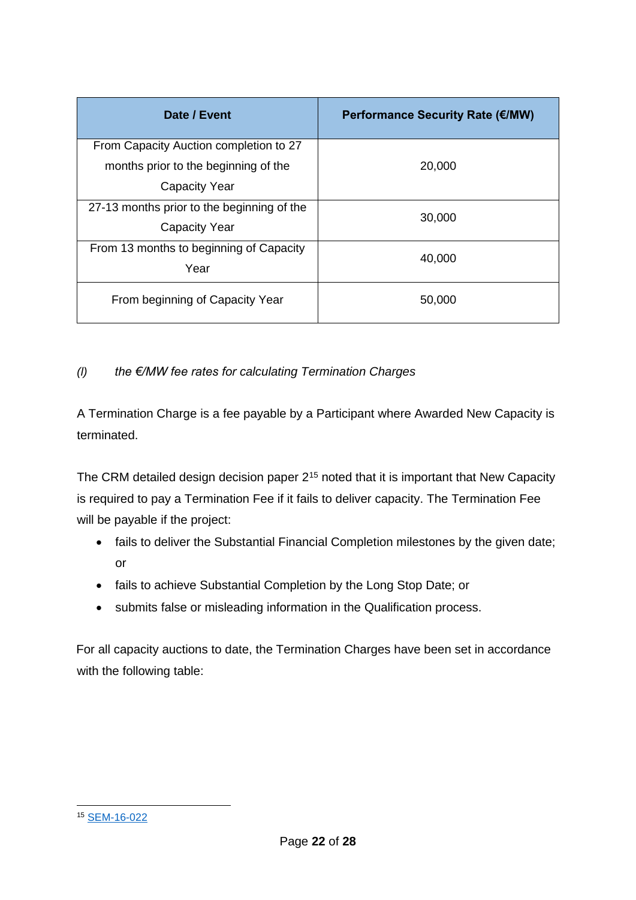| Date / Event | Performance Security Rate (€/MW) |
| --- | --- |
| From Capacity Auction completion to 27 months prior to the beginning of the Capacity Year | 20,000 |
| 27-13 months prior to the beginning of the Capacity Year | 30,000 |
| From 13 months to beginning of Capacity Year | 40,000 |
| From beginning of Capacity Year | 50,000 |

*(l) the €/MW fee rates for calculating Termination Charges*

A Termination Charge is a fee payable by a Participant where Awarded New Capacity is terminated.

The CRM detailed design decision paper 2[15] noted that it is important that New Capacity is required to pay a Termination Fee if it fails to deliver capacity. The Termination Fee will be payable if the project:

- fails to deliver the Substantial Financial Completion milestones by the given date; or
- fails to achieve Substantial Completion by the Long Stop Date; or
- submits false or misleading information in the Qualification process.

For all capacity auctions to date, the Termination Charges have been set in accordance with the following table:

[15] SEM-16-022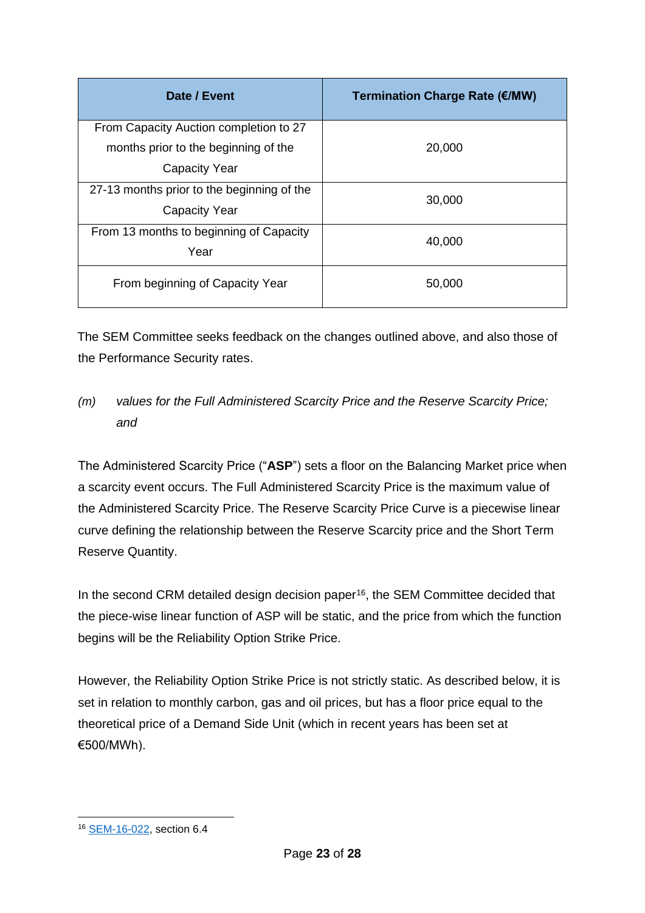| Date / Event | Termination Charge Rate (€/MW) |
| --- | --- |
| From Capacity Auction completion to 27 months prior to the beginning of the Capacity Year | 20,000 |
| 27-13 months prior to the beginning of the Capacity Year | 30,000 |
| From 13 months to beginning of Capacity Year | 40,000 |
| From beginning of Capacity Year | 50,000 |

The SEM Committee seeks feedback on the changes outlined above, and also those of the Performance Security rates.

*(m) values for the Full Administered Scarcity Price and the Reserve Scarcity Price; and*

The Administered Scarcity Price ("**ASP**") sets a floor on the Balancing Market price when a scarcity event occurs. The Full Administered Scarcity Price is the maximum value of the Administered Scarcity Price. The Reserve Scarcity Price Curve is a piecewise linear curve defining the relationship between the Reserve Scarcity price and the Short Term Reserve Quantity.

In the second CRM detailed design decision paper[16], the SEM Committee decided that the piece-wise linear function of ASP will be static, and the price from which the function begins will be the Reliability Option Strike Price.

However, the Reliability Option Strike Price is not strictly static. As described below, it is set in relation to monthly carbon, gas and oil prices, but has a floor price equal to the theoretical price of a Demand Side Unit (which in recent years has been set at €500/MWh).

[16] SEM-16-022, section 6.4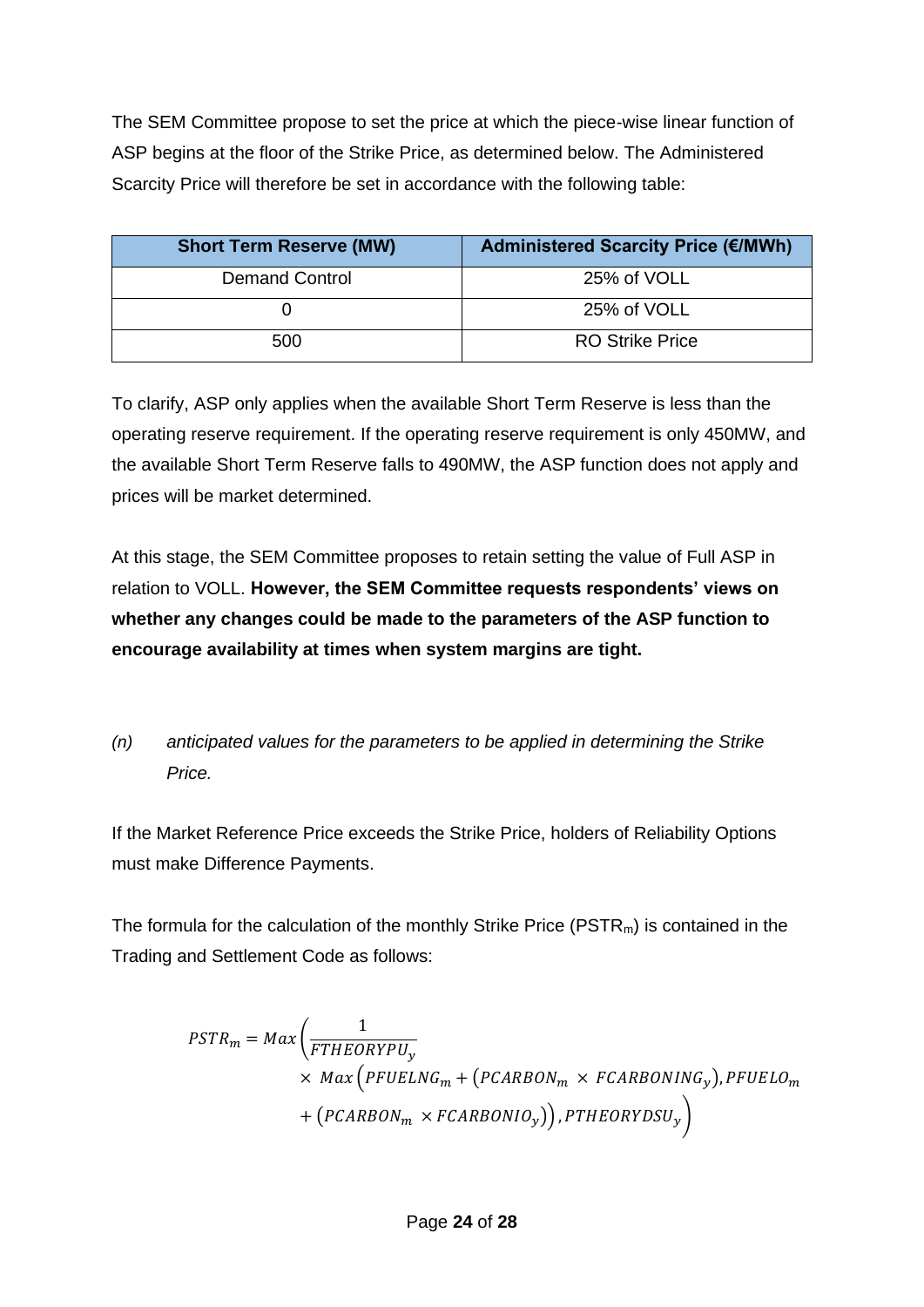The SEM Committee propose to set the price at which the piece-wise linear function of ASP begins at the floor of the Strike Price, as determined below. The Administered Scarcity Price will therefore be set in accordance with the following table:

| Short Term Reserve (MW) | Administered Scarcity Price (€/MWh) |
|---|---|
| Demand Control | 25% of VOLL |
| 0 | 25% of VOLL |
| 500 | RO Strike Price |

To clarify, ASP only applies when the available Short Term Reserve is less than the operating reserve requirement. If the operating reserve requirement is only 450MW, and the available Short Term Reserve falls to 490MW, the ASP function does not apply and prices will be market determined.

At this stage, the SEM Committee proposes to retain setting the value of Full ASP in relation to VOLL. **However, the SEM Committee requests respondents' views on whether any changes could be made to the parameters of the ASP function to encourage availability at times when system margins are tight.**

*(n) anticipated values for the parameters to be applied in determining the Strike Price.*

If the Market Reference Price exceeds the Strike Price, holders of Reliability Options must make Difference Payments.

The formula for the calculation of the monthly Strike Price ($PSTR_m$) is contained in the Trading and Settlement Code as follows:

$$PSTR_m = Max\left(\frac{1}{FTHEORYPU_y} \times Max\left(PFUELNG_m + \left(PCARBON_m \times FCARBONING_y\right), PFUELO_m + \left(PCARBON_m \times FCARBONIO_y\right)\right), PTHEORYDSU_y\right)$$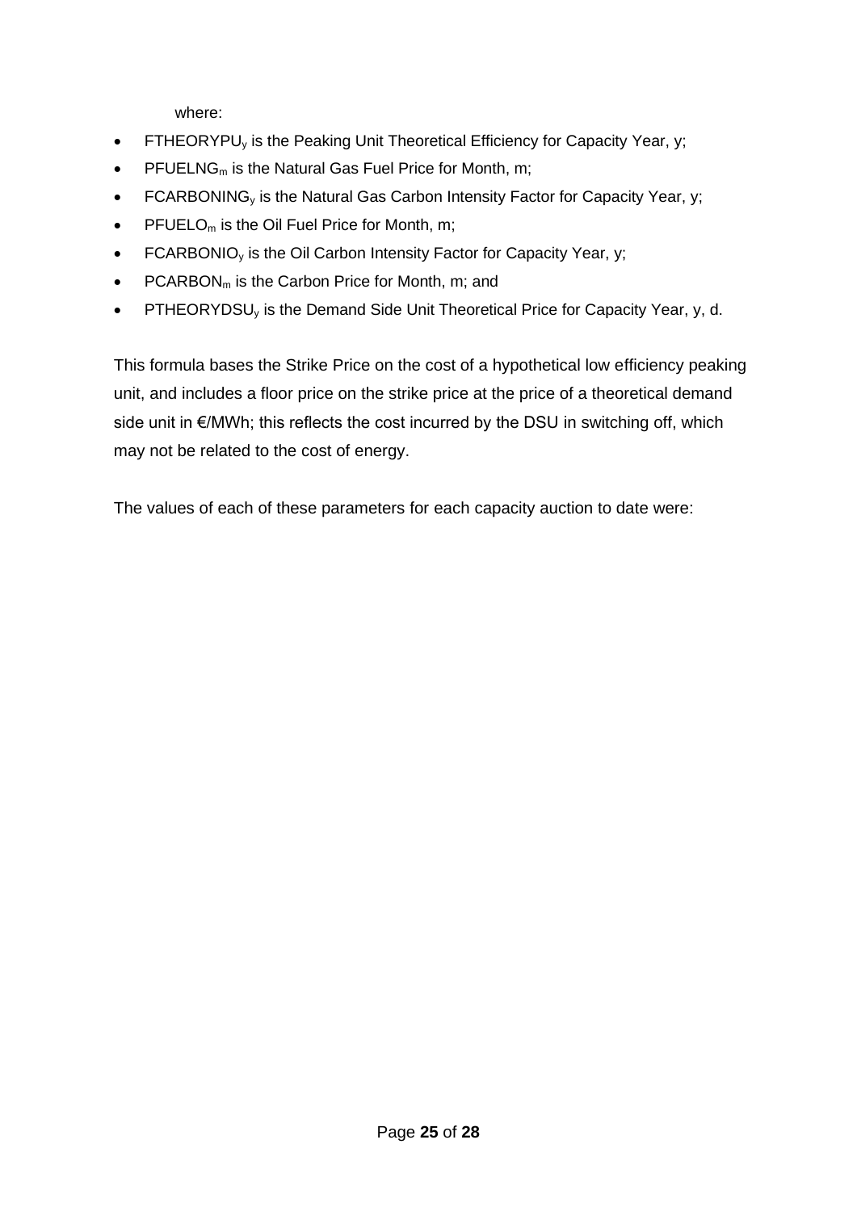where:

- $FTHEORYPU_y$ is the Peaking Unit Theoretical Efficiency for Capacity Year, y;
- $PFUELNG_m$ is the Natural Gas Fuel Price for Month, m;
- $FCARBONING_y$ is the Natural Gas Carbon Intensity Factor for Capacity Year, y;
- $PFUELO_m$ is the Oil Fuel Price for Month, m;
- $FCARBONIO_y$ is the Oil Carbon Intensity Factor for Capacity Year, y;
- $PCARBON_m$ is the Carbon Price for Month, m; and
- $PTHEORYDSU_y$ is the Demand Side Unit Theoretical Price for Capacity Year, y, d.

This formula bases the Strike Price on the cost of a hypothetical low efficiency peaking unit, and includes a floor price on the strike price at the price of a theoretical demand side unit in €/MWh; this reflects the cost incurred by the DSU in switching off, which may not be related to the cost of energy.

The values of each of these parameters for each capacity auction to date were: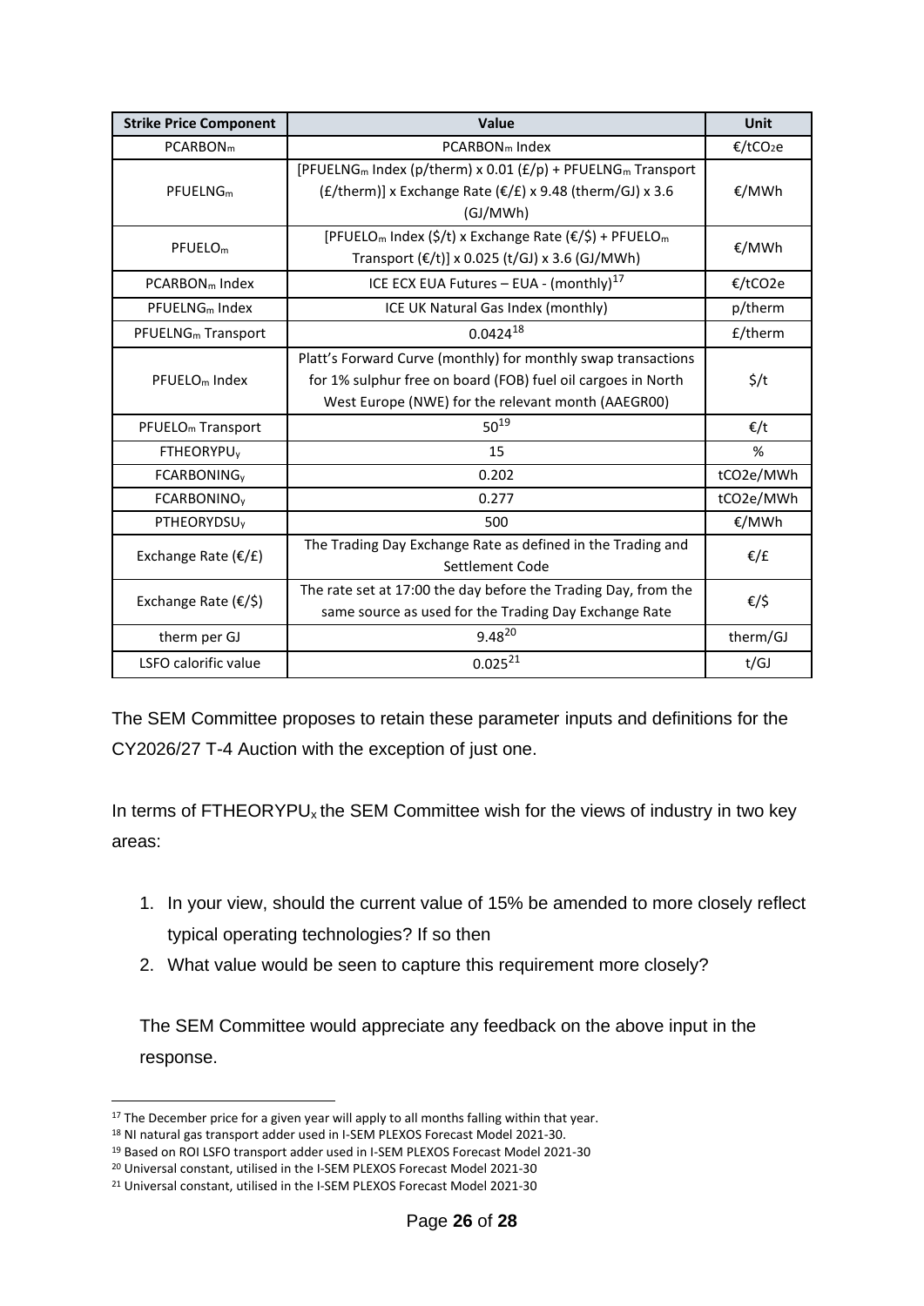| Strike Price Component | Value | Unit |
|---|---|---|
| $PCARBON_m$ | $PCARBON_m$ Index | €/$tCO_2e$ |
| $PFUELNG_m$ | [$PFUELNG_m$ Index (p/therm) x 0.01 (£/p) + $PFUELNG_m$ Transport (£/therm)] x Exchange Rate (€/£) x 9.48 (therm/GJ) x 3.6 (GJ/MWh) | €/MWh |
| $PFUELO_m$ | [$PFUELO_m$ Index ($/t) x Exchange Rate (€/$) + $PFUELO_m$ Transport (€/t)] x 0.025 (t/GJ) x 3.6 (GJ/MWh) | €/MWh |
| $PCARBON_m$ Index | ICE ECX EUA Futures – EUA - (monthly)[17] | €/tCO2e |
| $PFUELNG_m$ Index | ICE UK Natural Gas Index (monthly) | p/therm |
| $PFUELNG_m$ Transport | 0.0424[18] | £/therm |
| $PFUELO_m$ Index | Platt's Forward Curve (monthly) for monthly swap transactions for 1% sulphur free on board (FOB) fuel oil cargoes in North West Europe (NWE) for the relevant month (AAEGR00) | $/t |
| $PFUELO_m$ Transport | 50[19] | €/t |
| $FTHEORYPU_y$ | 15 | % |
| $FCARBONING_y$ | 0.202 | tCO2e/MWh |
| $FCARBONINO_y$ | 0.277 | tCO2e/MWh |
| $PTHEORYDSU_y$ | 500 | €/MWh |
| Exchange Rate (€/£) | The Trading Day Exchange Rate as defined in the Trading and Settlement Code | €/£ |
| Exchange Rate (€/$) | The rate set at 17:00 the day before the Trading Day, from the same source as used for the Trading Day Exchange Rate | €/$ |
| therm per GJ | 9.48[20] | therm/GJ |
| LSFO calorific value | 0.025[21] | t/GJ |

The SEM Committee proposes to retain these parameter inputs and definitions for the CY2026/27 T-4 Auction with the exception of just one.

In terms of $FTHEORYPU_x$ the SEM Committee wish for the views of industry in two key areas:

1. In your view, should the current value of 15% be amended to more closely reflect typical operating technologies? If so then
2. What value would be seen to capture this requirement more closely?

The SEM Committee would appreciate any feedback on the above input in the response.

[17] The December price for a given year will apply to all months falling within that year.
[18] NI natural gas transport adder used in I-SEM PLEXOS Forecast Model 2021-30.
[19] Based on ROI LSFO transport adder used in I-SEM PLEXOS Forecast Model 2021-30
[20] Universal constant, utilised in the I-SEM PLEXOS Forecast Model 2021-30
[21] Universal constant, utilised in the I-SEM PLEXOS Forecast Model 2021-30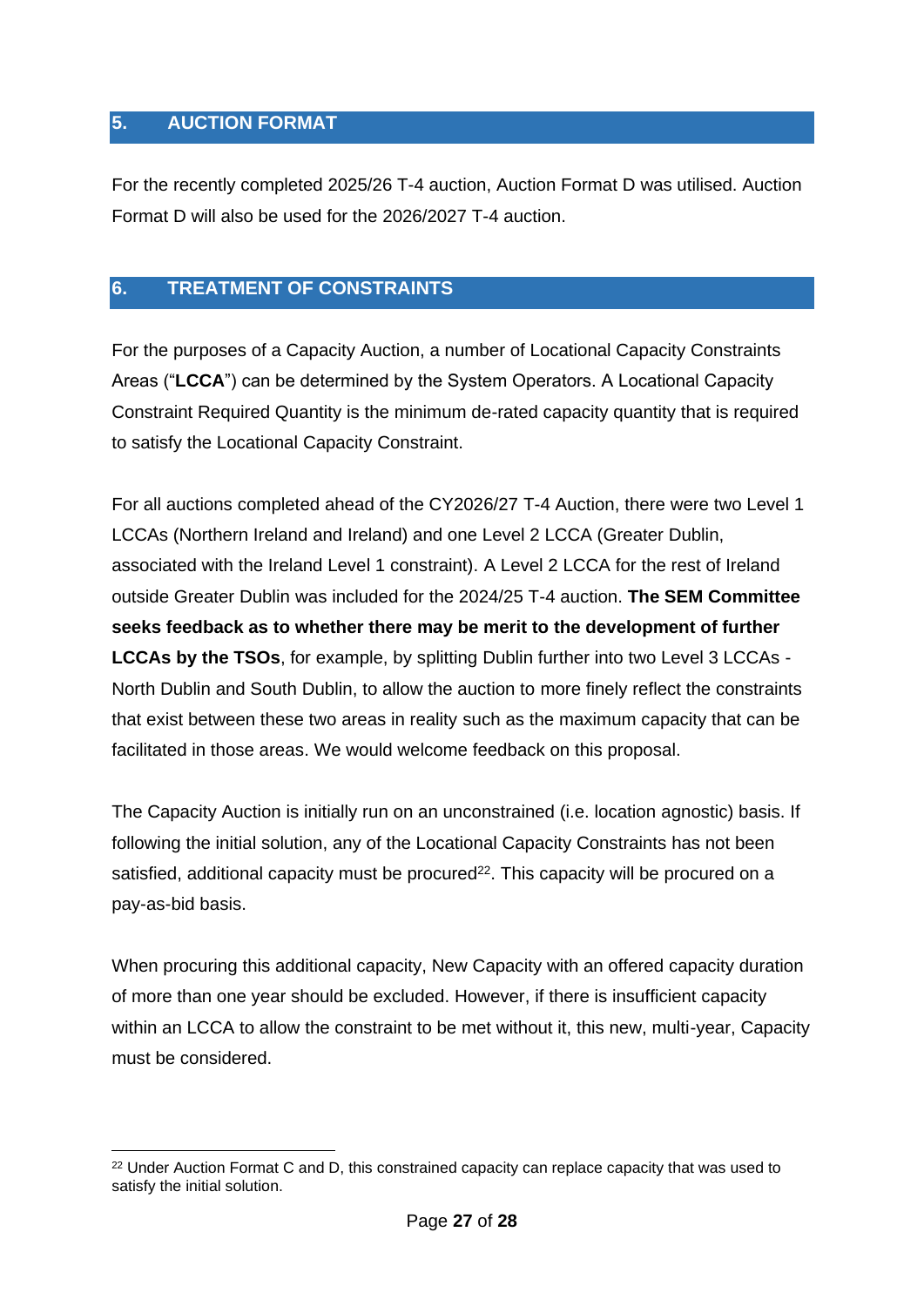## 5. AUCTION FORMAT

For the recently completed 2025/26 T-4 auction, Auction Format D was utilised. Auction Format D will also be used for the 2026/2027 T-4 auction.

## 6. TREATMENT OF CONSTRAINTS

For the purposes of a Capacity Auction, a number of Locational Capacity Constraints Areas ("**LCCA**") can be determined by the System Operators. A Locational Capacity Constraint Required Quantity is the minimum de-rated capacity quantity that is required to satisfy the Locational Capacity Constraint.

For all auctions completed ahead of the CY2026/27 T-4 Auction, there were two Level 1 LCCAs (Northern Ireland and Ireland) and one Level 2 LCCA (Greater Dublin, associated with the Ireland Level 1 constraint). A Level 2 LCCA for the rest of Ireland outside Greater Dublin was included for the 2024/25 T-4 auction. **The SEM Committee seeks feedback as to whether there may be merit to the development of further LCCAs by the TSOs**, for example, by splitting Dublin further into two Level 3 LCCAs - North Dublin and South Dublin, to allow the auction to more finely reflect the constraints that exist between these two areas in reality such as the maximum capacity that can be facilitated in those areas. We would welcome feedback on this proposal.

The Capacity Auction is initially run on an unconstrained (i.e. location agnostic) basis. If following the initial solution, any of the Locational Capacity Constraints has not been satisfied, additional capacity must be procured[22]. This capacity will be procured on a pay-as-bid basis.

When procuring this additional capacity, New Capacity with an offered capacity duration of more than one year should be excluded. However, if there is insufficient capacity within an LCCA to allow the constraint to be met without it, this new, multi-year, Capacity must be considered.

[22] Under Auction Format C and D, this constrained capacity can replace capacity that was used to satisfy the initial solution.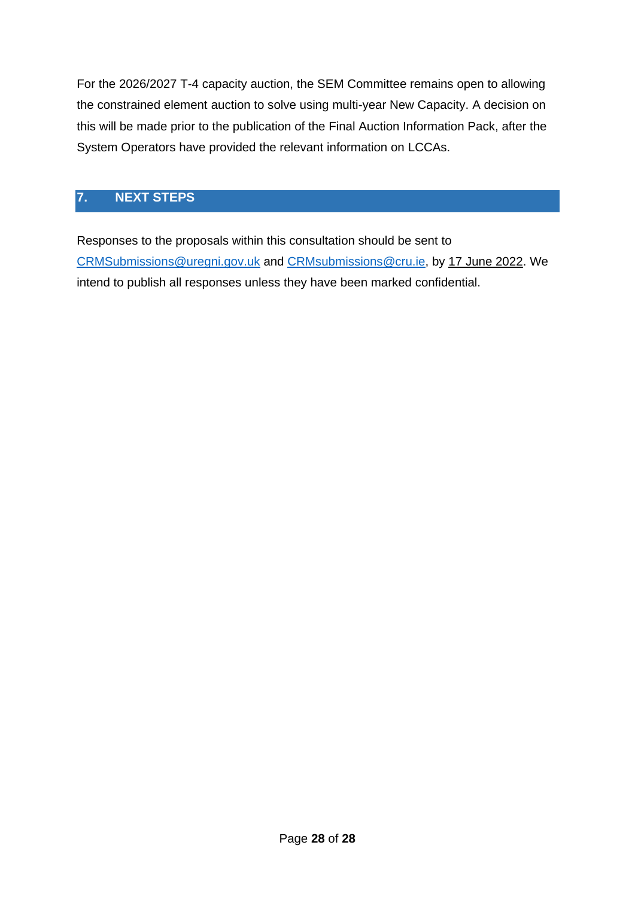For the 2026/2027 T-4 capacity auction, the SEM Committee remains open to allowing the constrained element auction to solve using multi-year New Capacity. A decision on this will be made prior to the publication of the Final Auction Information Pack, after the System Operators have provided the relevant information on LCCAs.

## 7. NEXT STEPS

Responses to the proposals within this consultation should be sent to CRMSubmissions@uregni.gov.uk and CRMsubmissions@cru.ie, by 17 June 2022. We intend to publish all responses unless they have been marked confidential.